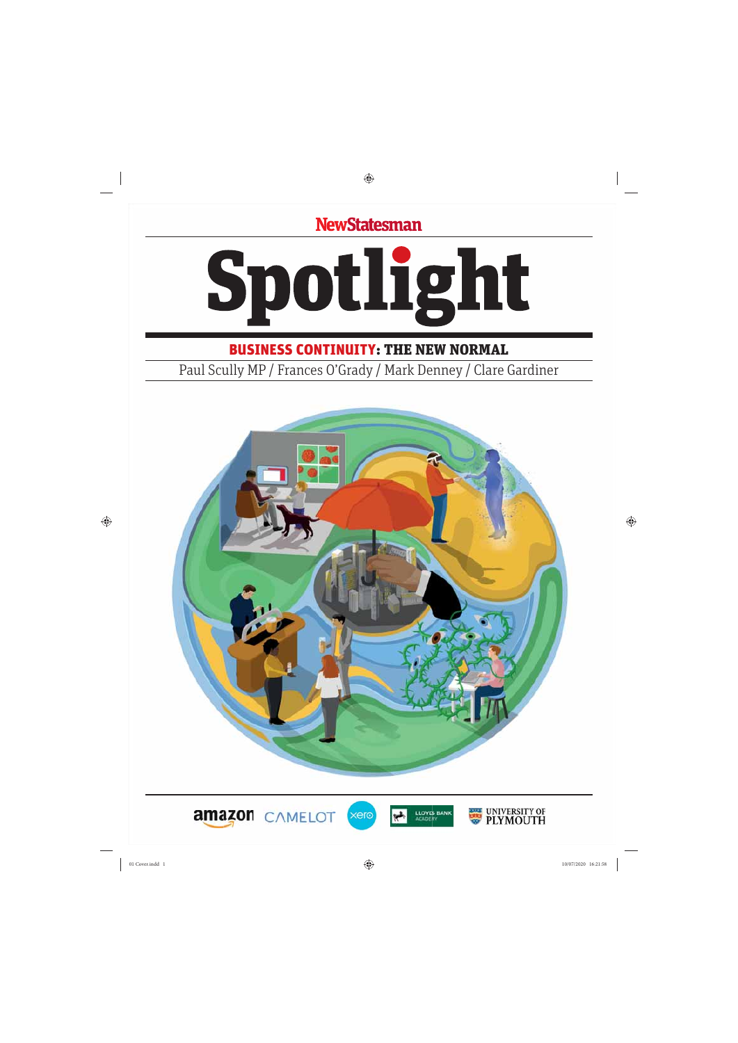NewStatesman

# Spotlight

## BUSINESS CONTINUITY: THE NEW NORMAL

Paul Scully MP / Frances O'Grady / Mark Denney / Clare Gardiner

amazon CAMELOT xero LLOYDS BANK ACADEMY UNIVERSITY OF PLYMOUTH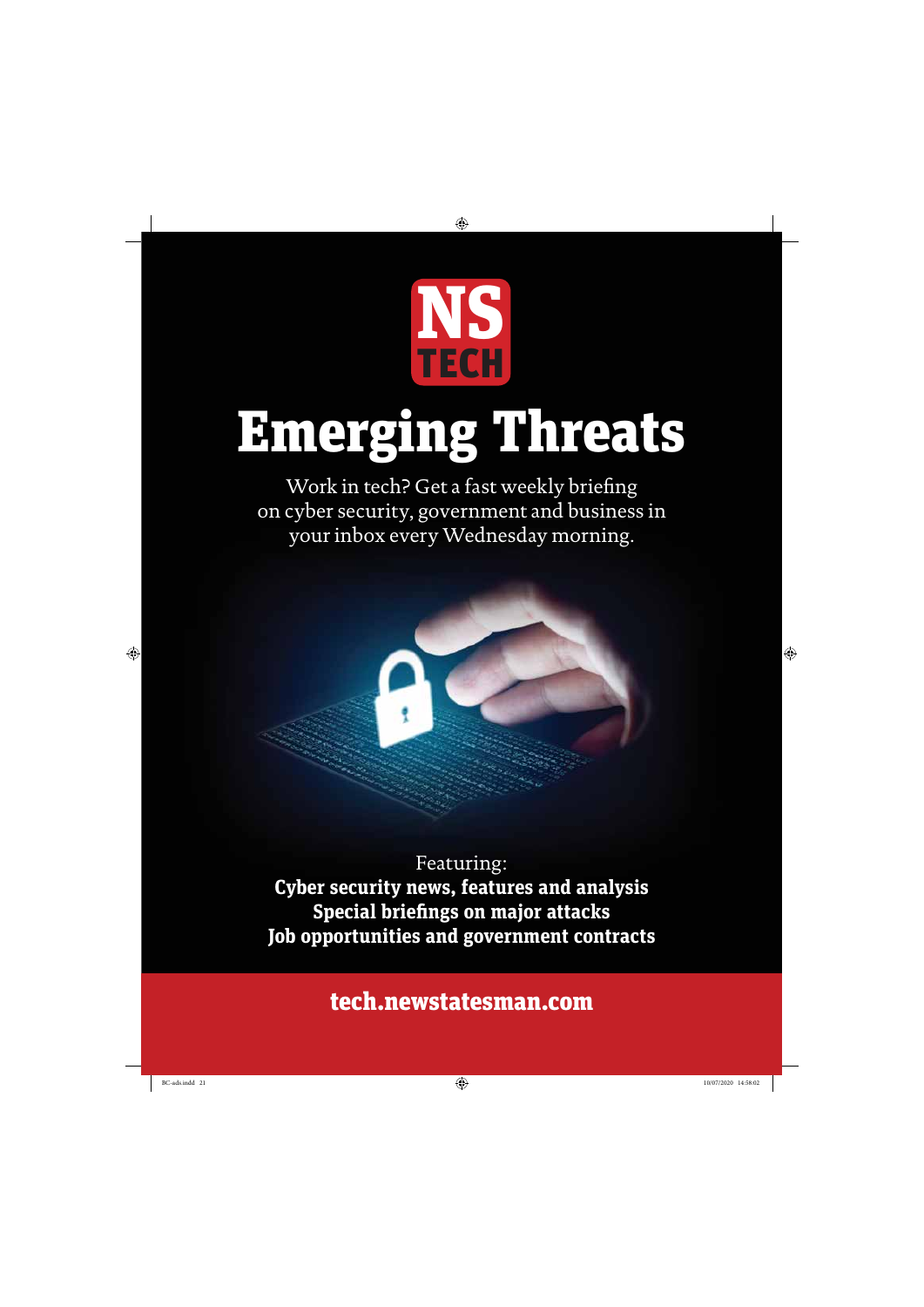**NS TECH**

# Emerging Threats

Work in tech? Get a fast weekly briefing on cyber security, government and business in your inbox every Wednesday morning.

Featuring:

**Cyber security news, features and analysis**
**Special briefings on major attacks**
**Job opportunities and government contracts**

**tech.newstatesman.com**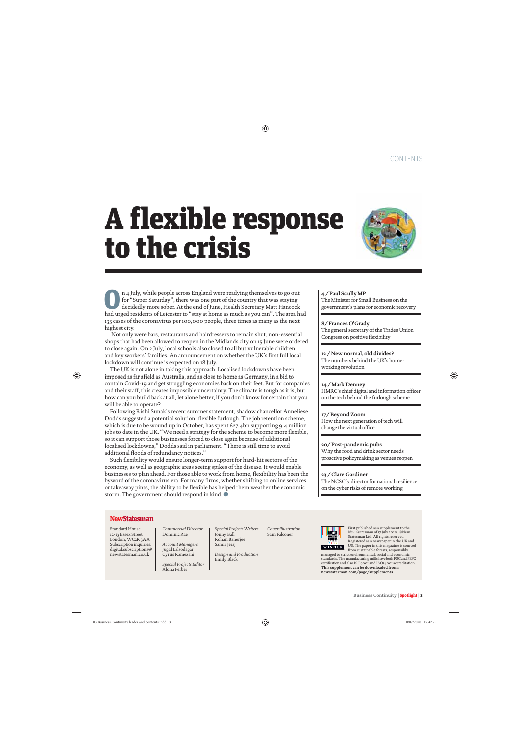CONTENTS

# A flexible response to the crisis

On 4 July, while people across England were readying themselves to go out for "Super Saturday", there was one part of the country that was staying decidedly more sober. At the end of June, Health Secretary Matt Hancock had urged residents of Leicester to "stay at home as much as you can". The area had 135 cases of the coronavirus per 100,000 people, three times as many as the next highest city.

Not only were bars, restaurants and hairdressers to remain shut, non-essential shops that had been allowed to reopen in the Midlands city on 15 June were ordered to close again. On 2 July, local schools also closed to all but vulnerable children and key workers' families. An announcement on whether the UK's first full local lockdown will continue is expected on 18 July.

The UK is not alone in taking this approach. Localised lockdowns have been imposed as far afield as Australia, and as close to home as Germany, in a bid to contain Covid-19 and get struggling economies back on their feet. But for companies and their staff, this creates impossible uncertainty. The climate is tough as it is, but how can you build back at all, let alone better, if you don't know for certain that you will be able to operate?

Following Rishi Sunak's recent summer statement, shadow chancellor Anneliese Dodds suggested a potential solution: flexible furlough. The job retention scheme, which is due to be wound up in October, has spent £27.4bn supporting 9.4 million jobs to date in the UK. "We need a strategy for the scheme to become more flexible, so it can support those businesses forced to close again because of additional localised lockdowns," Dodds said in parliament. "There is still time to avoid additional floods of redundancy notices."

Such flexibility would ensure longer-term support for hard-hit sectors of the economy, as well as geographic areas seeing spikes of the disease. It would enable businesses to plan ahead. For those able to work from home, flexibility has been the byword of the coronavirus era. For many firms, whether shifting to online services or takeaway pints, the ability to be flexible has helped them weather the economic storm. The government should respond in kind. ●

**4 / Paul Scully MP**
The Minister for Small Business on the government's plans for economic recovery

**8 / Frances O'Grady**
The general secretary of the Trades Union Congress on positive flexibility

**12 / New normal, old divides?**
The numbers behind the UK's home-working revolution

**14 / Mark Denney**
HMRC's chief digital and information officer on the tech behind the furlough scheme

**17 / Beyond Zoom**
How the next generation of tech will change the virtual office

**20 / Post-pandemic pubs**
Why the food and drink sector needs proactive policymaking as venues reopen

**23 / Clare Gardiner**
The NCSC's director for national resilience on the cyber risks of remote working

**NewStatesman**

Standard House
12-13 Essex Street
London, WC2R 3AA
Subscription inquiries:
digital.subscriptions@newstatesman.co.uk

*Commercial Director*
Dominic Rae

*Account Managers*
Jugal Lalsodagar
Cyrus Ramezani

*Special Projects Editor*
Alona Ferber

*Special Projects Writers*
Jonny Ball
Rohan Banerjee
Samir Jeraj

*Design and Production*
Emily Black

*Cover illustration*
Sam Falconer

First published as a supplement to the *New Statesman* of 17 July 2020. ©New Statesman Ltd. All rights reserved. Registered as a newspaper in the UK and US. The paper in this magazine is sourced from sustainable forests, responsibly managed to strict environmental, social and economic standards. The manufacturing mills have both FSC and PEFC certification and also ISO9001 and ISO14001 accreditation.
**This supplement can be downloaded from: newstatesman.com/page/supplements**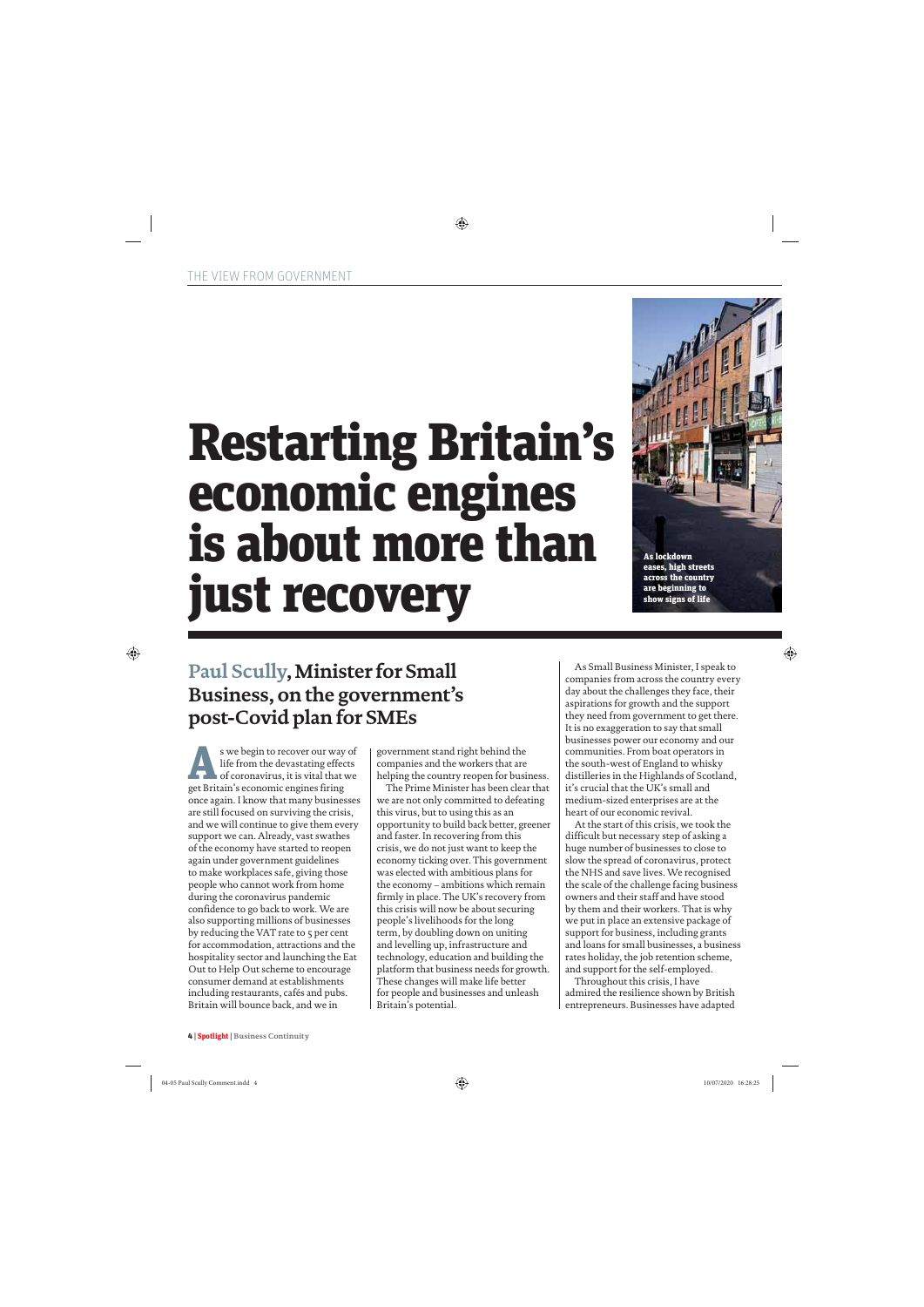THE VIEW FROM GOVERNMENT

# Restarting Britain's economic engines is about more than just recovery

As lockdown eases, high streets across the country are beginning to show signs of life

## Paul Scully, Minister for Small Business, on the government's post-Covid plan for SMEs

As we begin to recover our way of life from the devastating effects of coronavirus, it is vital that we get Britain's economic engines firing once again. I know that many businesses are still focused on surviving the crisis, and we will continue to give them every support we can. Already, vast swathes of the economy have started to reopen again under government guidelines to make workplaces safe, giving those people who cannot work from home during the coronavirus pandemic confidence to go back to work. We are also supporting millions of businesses by reducing the VAT rate to 5 per cent for accommodation, attractions and the hospitality sector and launching the Eat Out to Help Out scheme to encourage consumer demand at establishments including restaurants, cafés and pubs. Britain will bounce back, and we in government stand right behind the companies and the workers that are helping the country reopen for business.

The Prime Minister has been clear that we are not only committed to defeating this virus, but to using this as an opportunity to build back better, greener and faster. In recovering from this crisis, we do not just want to keep the economy ticking over. This government was elected with ambitious plans for the economy – ambitions which remain firmly in place. The UK's recovery from this crisis will now be about securing people's livelihoods for the long term, by doubling down on uniting and levelling up, infrastructure and technology, education and building the platform that business needs for growth. These changes will make life better for people and businesses and unleash Britain's potential.

As Small Business Minister, I speak to companies from across the country every day about the challenges they face, their aspirations for growth and the support they need from government to get there. It is no exaggeration to say that small businesses power our economy and our communities. From boat operators in the south-west of England to whisky distilleries in the Highlands of Scotland, it's crucial that the UK's small and medium-sized enterprises are at the heart of our economic revival.

At the start of this crisis, we took the difficult but necessary step of asking a huge number of businesses to close to slow the spread of coronavirus, protect the NHS and save lives. We recognised the scale of the challenge facing business owners and their staff and have stood by them and their workers. That is why we put in place an extensive package of support for business, including grants and loans for small businesses, a business rates holiday, the job retention scheme, and support for the self-employed.

Throughout this crisis, I have admired the resilience shown by British entrepreneurs. Businesses have adapted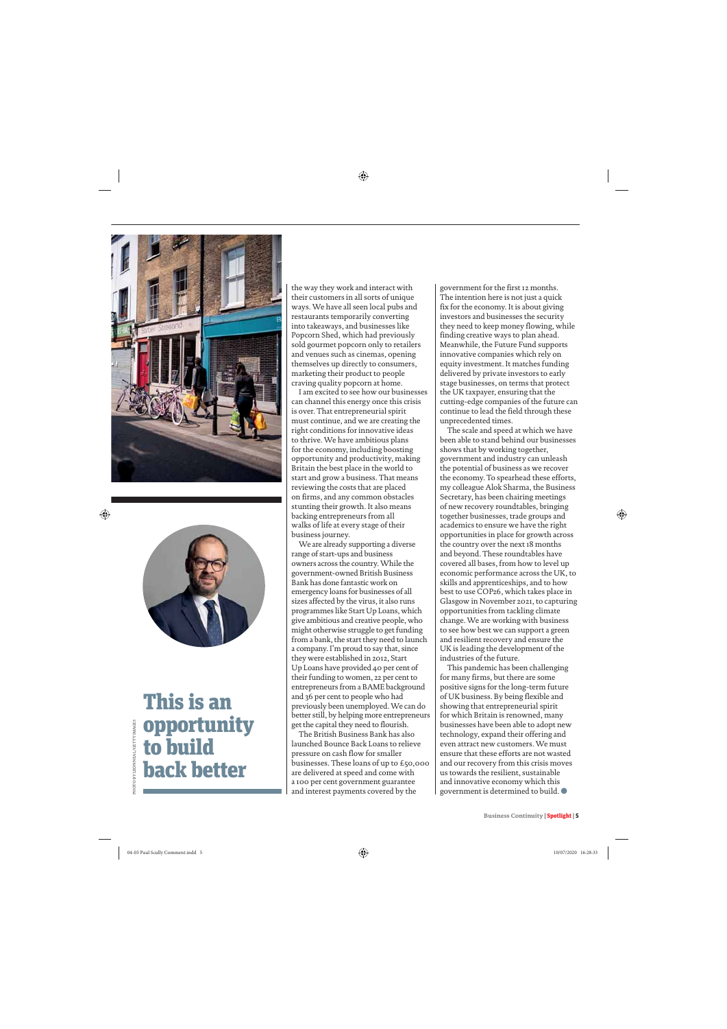# This is an opportunity to build back better

PHOTO BY LEON NEAL/GETTY IMAGES

the way they work and interact with their customers in all sorts of unique ways. We have all seen local pubs and restaurants temporarily converting into takeaways, and businesses like Popcorn Shed, which had previously sold gourmet popcorn only to retailers and venues such as cinemas, opening themselves up directly to consumers, marketing their product to people craving quality popcorn at home.

I am excited to see how our businesses can channel this energy once this crisis is over. That entrepreneurial spirit must continue, and we are creating the right conditions for innovative ideas to thrive. We have ambitious plans for the economy, including boosting opportunity and productivity, making Britain the best place in the world to start and grow a business. That means reviewing the costs that are placed on firms, and any common obstacles stunting their growth. It also means backing entrepreneurs from all walks of life at every stage of their business journey.

We are already supporting a diverse range of start-ups and business owners across the country. While the government-owned British Business Bank has done fantastic work on emergency loans for businesses of all sizes affected by the virus, it also runs programmes like Start Up Loans, which give ambitious and creative people, who might otherwise struggle to get funding from a bank, the start they need to launch a company. I'm proud to say that, since they were established in 2012, Start Up Loans have provided 40 per cent of their funding to women, 22 per cent to entrepreneurs from a BAME background and 36 per cent to people who had previously been unemployed. We can do better still, by helping more entrepreneurs get the capital they need to flourish.

The British Business Bank has also launched Bounce Back Loans to relieve pressure on cash flow for smaller businesses. These loans of up to £50,000 are delivered at speed and come with a 100 per cent government guarantee and interest payments covered by the government for the first 12 months. The intention here is not just a quick fix for the economy. It is about giving investors and businesses the security they need to keep money flowing, while finding creative ways to plan ahead. Meanwhile, the Future Fund supports innovative companies which rely on equity investment. It matches funding delivered by private investors to early stage businesses, on terms that protect the UK taxpayer, ensuring that the cutting-edge companies of the future can continue to lead the field through these unprecedented times.

The scale and speed at which we have been able to stand behind our businesses shows that by working together, government and industry can unleash the potential of business as we recover the economy. To spearhead these efforts, my colleague Alok Sharma, the Business Secretary, has been chairing meetings of new recovery roundtables, bringing together businesses, trade groups and academics to ensure we have the right opportunities in place for growth across the country over the next 18 months and beyond. These roundtables have covered all bases, from how to level up economic performance across the UK, to skills and apprenticeships, and to how best to use COP26, which takes place in Glasgow in November 2021, to capturing opportunities from tackling climate change. We are working with business to see how best we can support a green and resilient recovery and ensure the UK is leading the development of the industries of the future.

This pandemic has been challenging for many firms, but there are some positive signs for the long-term future of UK business. By being flexible and showing that entrepreneurial spirit for which Britain is renowned, many businesses have been able to adopt new technology, expand their offering and even attract new customers. We must ensure that these efforts are not wasted and our recovery from this crisis moves us towards the resilient, sustainable and innovative economy which this government is determined to build. ●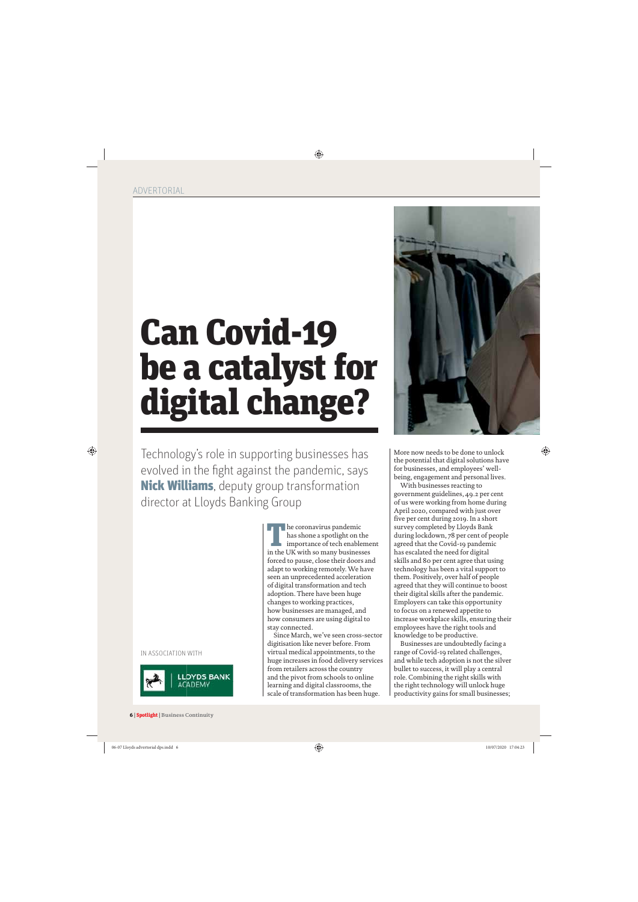ADVERTORIAL

# Can Covid-19 be a catalyst for digital change?

Technology's role in supporting businesses has evolved in the fight against the pandemic, says **Nick Williams**, deputy group transformation director at Lloyds Banking Group

IN ASSOCIATION WITH

LLOYDS BANK ACADEMY

The coronavirus pandemic has shone a spotlight on the importance of tech enablement in the UK with so many businesses forced to pause, close their doors and adapt to working remotely. We have seen an unprecedented acceleration of digital transformation and tech adoption. There have been huge changes to working practices, how businesses are managed, and how consumers are using digital to stay connected.

Since March, we've seen cross-sector digitisation like never before. From virtual medical appointments, to the huge increases in food delivery services from retailers across the country and the pivot from schools to online learning and digital classrooms, the scale of transformation has been huge. More now needs to be done to unlock the potential that digital solutions have for businesses, and employees' well-being, engagement and personal lives.

With businesses reacting to government guidelines, 49.2 per cent of us were working from home during April 2020, compared with just over five per cent during 2019. In a short survey completed by Lloyds Bank during lockdown, 78 per cent of people agreed that the Covid-19 pandemic has escalated the need for digital skills and 80 per cent agree that using technology has been a vital support to them. Positively, over half of people agreed that they will continue to boost their digital skills after the pandemic. Employers can take this opportunity to focus on a renewed appetite to increase workplace skills, ensuring their employees have the right tools and knowledge to be productive.

Businesses are undoubtedly facing a range of Covid-19 related challenges, and while tech adoption is not the silver bullet to success, it will play a central role. Combining the right skills with the right technology will unlock huge productivity gains for small businesses;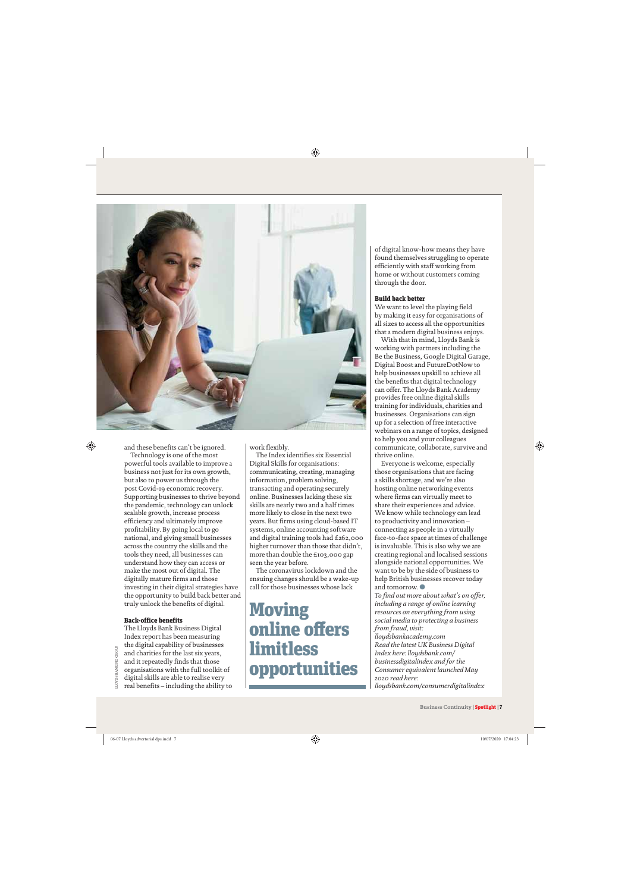and these benefits can't be ignored.

Technology is one of the most powerful tools available to improve a business not just for its own growth, but also to power us through the post Covid-19 economic recovery. Supporting businesses to thrive beyond the pandemic, technology can unlock scalable growth, increase process efficiency and ultimately improve profitability. By going local to go national, and giving small businesses across the country the skills and the tools they need, all businesses can understand how they can access or make the most out of digital. The digitally mature firms and those investing in their digital strategies have the opportunity to build back better and truly unlock the benefits of digital.

### Back-office benefits

The Lloyds Bank Business Digital Index report has been measuring the digital capability of businesses and charities for the last six years, and it repeatedly finds that those organisations with the full toolkit of digital skills are able to realise very real benefits – including the ability to work flexibly.

The Index identifies six Essential Digital Skills for organisations: communicating, creating, managing information, problem solving, transacting and operating securely online. Businesses lacking these six skills are nearly two and a half times more likely to close in the next two years. But firms using cloud-based IT systems, online accounting software and digital training tools had £262,000 higher turnover than those that didn't, more than double the £103,000 gap seen the year before.

The coronavirus lockdown and the ensuing changes should be a wake-up call for those businesses whose lack of digital know-how means they have found themselves struggling to operate efficiently with staff working from home or without customers coming through the door.

## Moving online offers limitless opportunities

### Build back better

We want to level the playing field by making it easy for organisations of all sizes to access all the opportunities that a modern digital business enjoys.

With that in mind, Lloyds Bank is working with partners including the Be the Business, Google Digital Garage, Digital Boost and FutureDotNow to help businesses upskill to achieve all the benefits that digital technology can offer. The Lloyds Bank Academy provides free online digital skills training for individuals, charities and businesses. Organisations can sign up for a selection of free interactive webinars on a range of topics, designed to help you and your colleagues communicate, collaborate, survive and thrive online.

Everyone is welcome, especially those organisations that are facing a skills shortage, and we're also hosting online networking events where firms can virtually meet to share their experiences and advice. We know while technology can lead to productivity and innovation – connecting as people in a virtually face-to-face space at times of challenge is invaluable. This is also why we are creating regional and localised sessions alongside national opportunities. We want to be by the side of business to help British businesses recover today and tomorrow. ●

*To find out more about what's on offer, including a range of online learning resources on everything from using social media to protecting a business from fraud, visit: lloydsbankacademy.com*

*Read the latest UK Business Digital Index here: lloydsbank.com/businessdigitalindex and for the Consumer equivalent launched May 2020 read here: lloydsbank.com/consumerdigitalindex*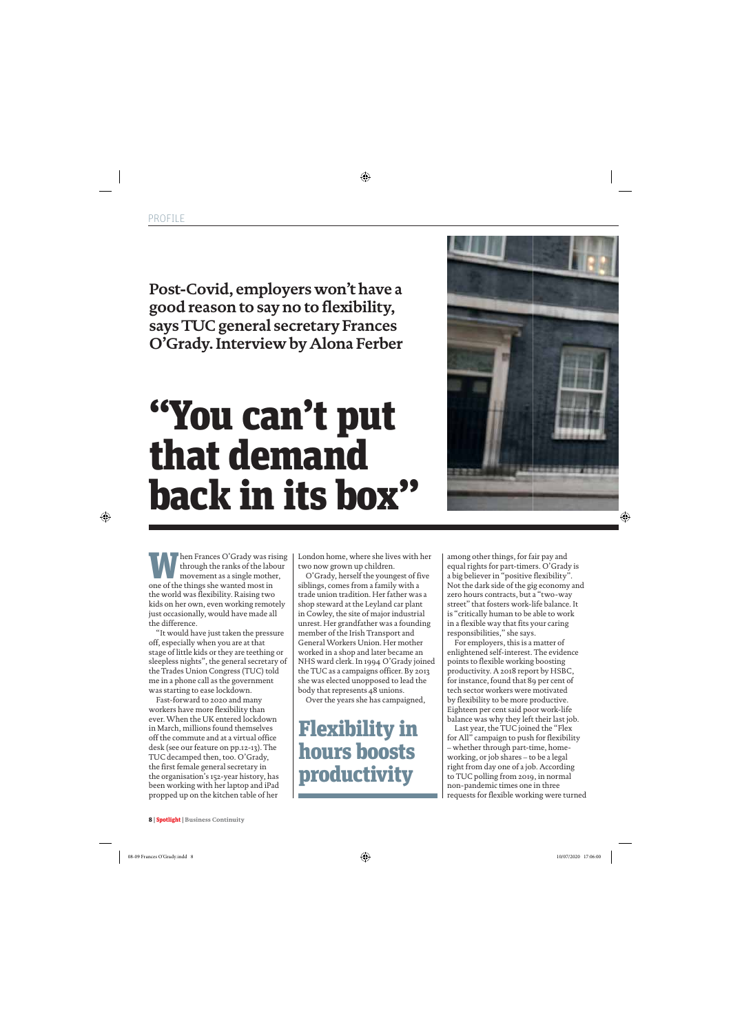PROFILE

**Post-Covid, employers won't have a good reason to say no to flexibility, says TUC general secretary Frances O'Grady. Interview by Alona Ferber**

# "You can't put that demand back in its box"

When Frances O'Grady was rising through the ranks of the labour movement as a single mother, one of the things she wanted most in the world was flexibility. Raising two kids on her own, even working remotely just occasionally, would have made all the difference.

"It would have just taken the pressure off, especially when you are at that stage of little kids or they are teething or sleepless nights", the general secretary of the Trades Union Congress (TUC) told me in a phone call as the government was starting to ease lockdown.

Fast-forward to 2020 and many workers have more flexibility than ever. When the UK entered lockdown in March, millions found themselves off the commute and at a virtual office desk (see our feature on pp.12-13). The TUC decamped then, too. O'Grady, the first female general secretary in the organisation's 152-year history, has been working with her laptop and iPad propped up on the kitchen table of her London home, where she lives with her two now grown up children.

O'Grady, herself the youngest of five siblings, comes from a family with a trade union tradition. Her father was a shop steward at the Leyland car plant in Cowley, the site of major industrial unrest. Her grandfather was a founding member of the Irish Transport and General Workers Union. Her mother worked in a shop and later became an NHS ward clerk. In 1994 O'Grady joined the TUC as a campaigns officer. By 2013 she was elected unopposed to lead the body that represents 48 unions.

Over the years she has campaigned, among other things, for fair pay and equal rights for part-timers. O'Grady is a big believer in "positive flexibility". Not the dark side of the gig economy and zero hours contracts, but a "two-way street" that fosters work-life balance. It is "critically human to be able to work in a flexible way that fits your caring responsibilities," she says.

## Flexibility in hours boosts productivity

For employers, this is a matter of enlightened self-interest. The evidence points to flexible working boosting productivity. A 2018 report by HSBC, for instance, found that 89 per cent of tech sector workers were motivated by flexibility to be more productive. Eighteen per cent said poor work-life balance was why they left their last job.

Last year, the TUC joined the "Flex for All" campaign to push for flexibility – whether through part-time, home-working, or job shares – to be a legal right from day one of a job. According to TUC polling from 2019, in normal non-pandemic times one in three requests for flexible working were turned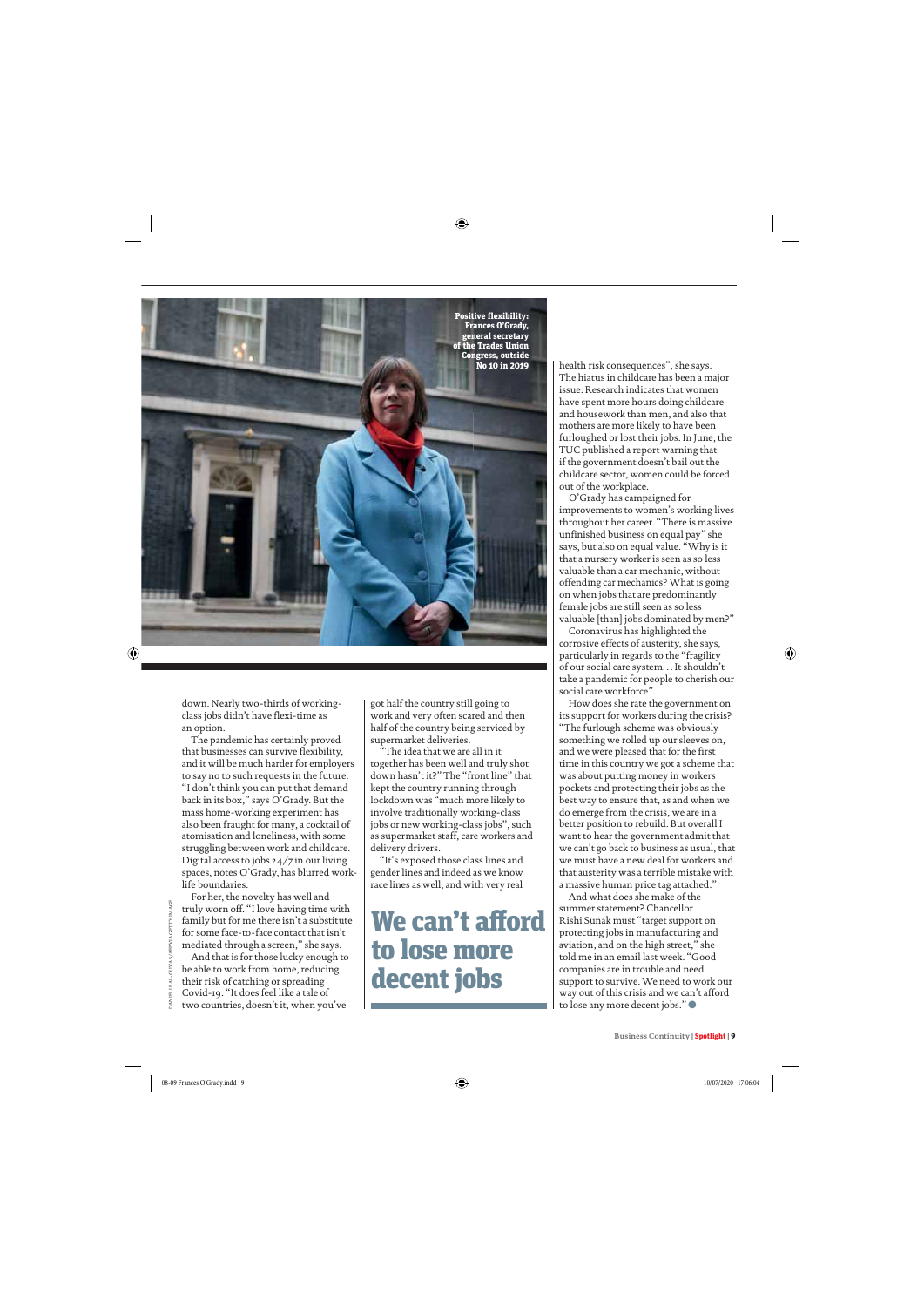Positive flexibility: Frances O'Grady, general secretary of the Trades Union Congress, outside No 10 in 2019

down. Nearly two-thirds of working-class jobs didn't have flexi-time as an option.

The pandemic has certainly proved that businesses can survive flexibility, and it will be much harder for employers to say no to such requests in the future. "I don't think you can put that demand back in its box," says O'Grady. But the mass home-working experiment has also been fraught for many, a cocktail of atomisation and loneliness, with some struggling between work and childcare. Digital access to jobs 24/7 in our living spaces, notes O'Grady, has blurred work-life boundaries.

For her, the novelty has well and truly worn off. "I love having time with family but for me there isn't a substitute for some face-to-face contact that isn't mediated through a screen," she says.

And that is for those lucky enough to be able to work from home, reducing their risk of catching or spreading Covid-19. "It does feel like a tale of two countries, doesn't it, when you've got half the country still going to work and very often scared and then half of the country being serviced by supermarket deliveries.

"The idea that we are all in it together has been well and truly shot down hasn't it?" The "front line" that kept the country running through lockdown was "much more likely to involve traditionally working-class jobs or new working-class jobs", such as supermarket staff, care workers and delivery drivers.

"It's exposed those class lines and gender lines and indeed as we know race lines as well, and with very real health risk consequences", she says. The hiatus in childcare has been a major issue. Research indicates that women have spent more hours doing childcare and housework than men, and also that mothers are more likely to have been furloughed or lost their jobs. In June, the TUC published a report warning that if the government doesn't bail out the childcare sector, women could be forced out of the workplace.

> ## We can't afford to lose more decent jobs

O'Grady has campaigned for improvements to women's working lives throughout her career. "There is massive unfinished business on equal pay" she says, but also on equal value. "Why is it that a nursery worker is seen as so less valuable than a car mechanic, without offending car mechanics? What is going on when jobs that are predominantly female jobs are still seen as so less valuable [than] jobs dominated by men?"

Coronavirus has highlighted the corrosive effects of austerity, she says, particularly in regards to the "fragility of our social care system... It shouldn't take a pandemic for people to cherish our social care workforce".

How does she rate the government on its support for workers during the crisis? "The furlough scheme was obviously something we rolled up our sleeves on, and we were pleased that for the first time in this country we got a scheme that was about putting money in workers pockets and protecting their jobs as the best way to ensure that, as and when we do emerge from the crisis, we are in a better position to rebuild. But overall I want to hear the government admit that we can't go back to business as usual, that we must have a new deal for workers and that austerity was a terrible mistake with a massive human price tag attached."

And what does she make of the summer statement? Chancellor Rishi Sunak must "target support on protecting jobs in manufacturing and aviation, and on the high street," she told me in an email last week. "Good companies are in trouble and need support to survive. We need to work our way out of this crisis and we can't afford to lose any more decent jobs." ●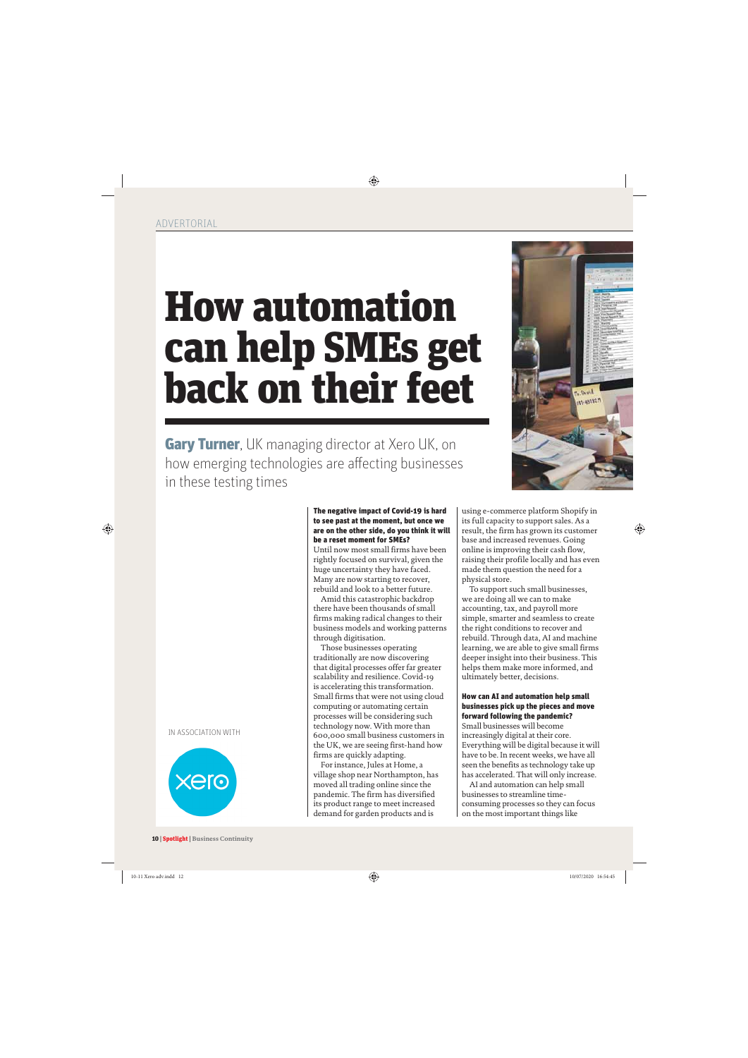ADVERTORIAL

# How automation can help SMEs get back on their feet

**Gary Turner**, UK managing director at Xero UK, on how emerging technologies are affecting businesses in these testing times

IN ASSOCIATION WITH

**The negative impact of Covid-19 is hard to see past at the moment, but once we are on the other side, do you think it will be a reset moment for SMEs?**

Until now most small firms have been rightly focused on survival, given the huge uncertainty they have faced. Many are now starting to recover, rebuild and look to a better future.

Amid this catastrophic backdrop there have been thousands of small firms making radical changes to their business models and working patterns through digitisation.

Those businesses operating traditionally are now discovering that digital processes offer far greater scalability and resilience. Covid-19 is accelerating this transformation. Small firms that were not using cloud computing or automating certain processes will be considering such technology now. With more than 600,000 small business customers in the UK, we are seeing first-hand how firms are quickly adapting.

For instance, Jules at Home, a village shop near Northampton, has moved all trading online since the pandemic. The firm has diversified its product range to meet increased demand for garden products and is using e-commerce platform Shopify in its full capacity to support sales. As a result, the firm has grown its customer base and increased revenues. Going online is improving their cash flow, raising their profile locally and has even made them question the need for a physical store.

To support such small businesses, we are doing all we can to make accounting, tax, and payroll more simple, smarter and seamless to create the right conditions to recover and rebuild. Through data, AI and machine learning, we are able to give small firms deeper insight into their business. This helps them make more informed, and ultimately better, decisions.

**How can AI and automation help small businesses pick up the pieces and move forward following the pandemic?**

Small businesses will become increasingly digital at their core. Everything will be digital because it will have to be. In recent weeks, we have all seen the benefits as technology take up has accelerated. That will only increase.

AI and automation can help small businesses to streamline time-consuming processes so they can focus on the most important things like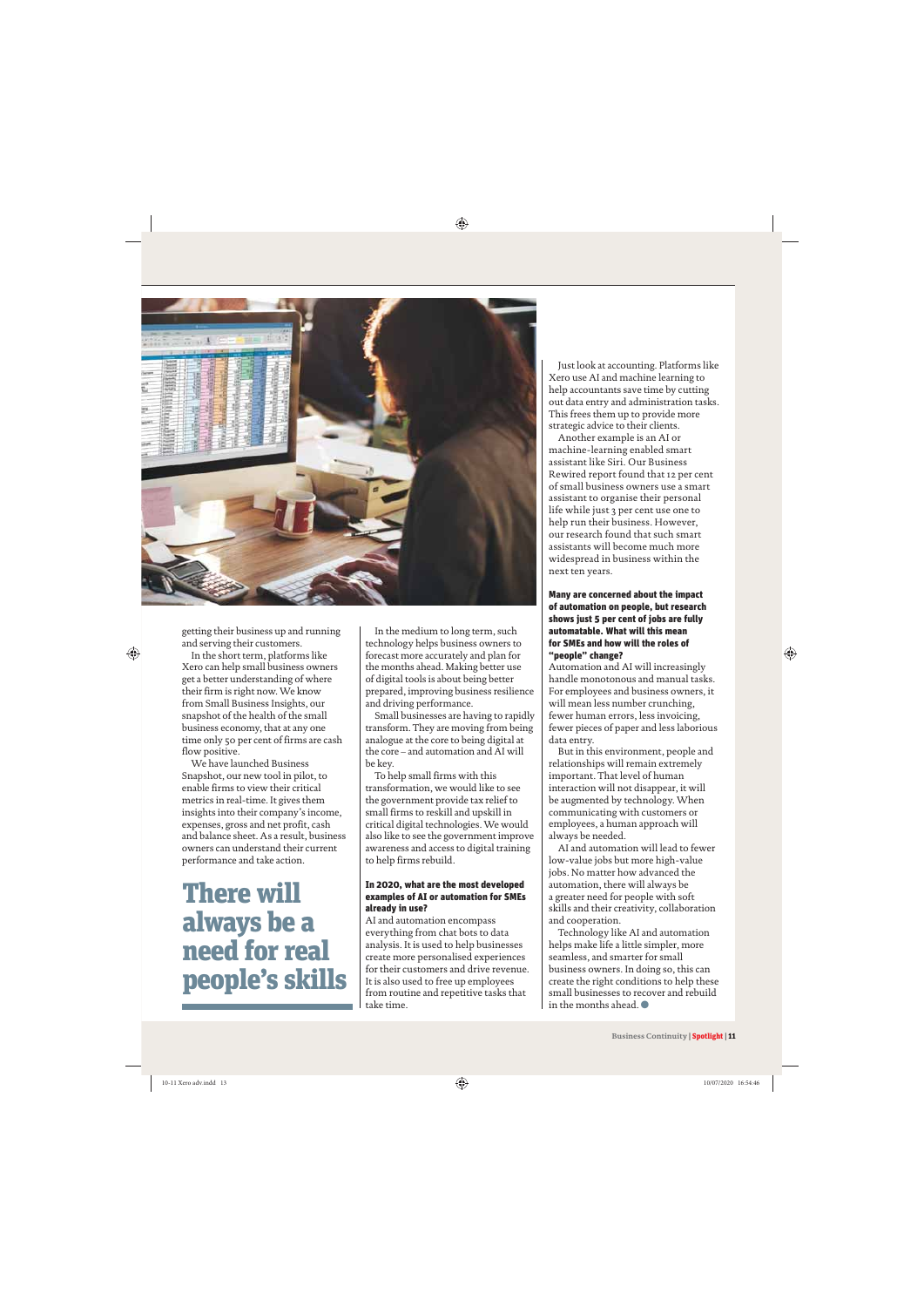getting their business up and running and serving their customers.

In the short term, platforms like Xero can help small business owners get a better understanding of where their firm is right now. We know from Small Business Insights, our snapshot of the health of the small business economy, that at any one time only 50 per cent of firms are cash flow positive.

We have launched Business Snapshot, our new tool in pilot, to enable firms to view their critical metrics in real-time. It gives them insights into their company's income, expenses, gross and net profit, cash and balance sheet. As a result, business owners can understand their current performance and take action.

## There will always be a need for real people's skills

In the medium to long term, such technology helps business owners to forecast more accurately and plan for the months ahead. Making better use of digital tools is about being better prepared, improving business resilience and driving performance.

Small businesses are having to rapidly transform. They are moving from being analogue at the core to being digital at the core – and automation and AI will be key.

To help small firms with this transformation, we would like to see the government provide tax relief to small firms to reskill and upskill in critical digital technologies. We would also like to see the government improve awareness and access to digital training to help firms rebuild.

**In 2020, what are the most developed examples of AI or automation for SMEs already in use?**

AI and automation encompass everything from chat bots to data analysis. It is used to help businesses create more personalised experiences for their customers and drive revenue. It is also used to free up employees from routine and repetitive tasks that take time.

Just look at accounting. Platforms like Xero use AI and machine learning to help accountants save time by cutting out data entry and administration tasks. This frees them up to provide more strategic advice to their clients.

Another example is an AI or machine-learning enabled smart assistant like Siri. Our Business Rewired report found that 12 per cent of small business owners use a smart assistant to organise their personal life while just 3 per cent use one to help run their business. However, our research found that such smart assistants will become much more widespread in business within the next ten years.

**Many are concerned about the impact of automation on people, but research shows just 5 per cent of jobs are fully automatable. What will this mean for SMEs and how will the roles of "people" change?**

Automation and AI will increasingly handle monotonous and manual tasks. For employees and business owners, it will mean less number crunching, fewer human errors, less invoicing, fewer pieces of paper and less laborious data entry.

But in this environment, people and relationships will remain extremely important. That level of human interaction will not disappear, it will be augmented by technology. When communicating with customers or employees, a human approach will always be needed.

AI and automation will lead to fewer low-value jobs but more high-value jobs. No matter how advanced the automation, there will always be a greater need for people with soft skills and their creativity, collaboration and cooperation.

Technology like AI and automation helps make life a little simpler, more seamless, and smarter for small business owners. In doing so, this can create the right conditions to help these small businesses to recover and rebuild in the months ahead. ●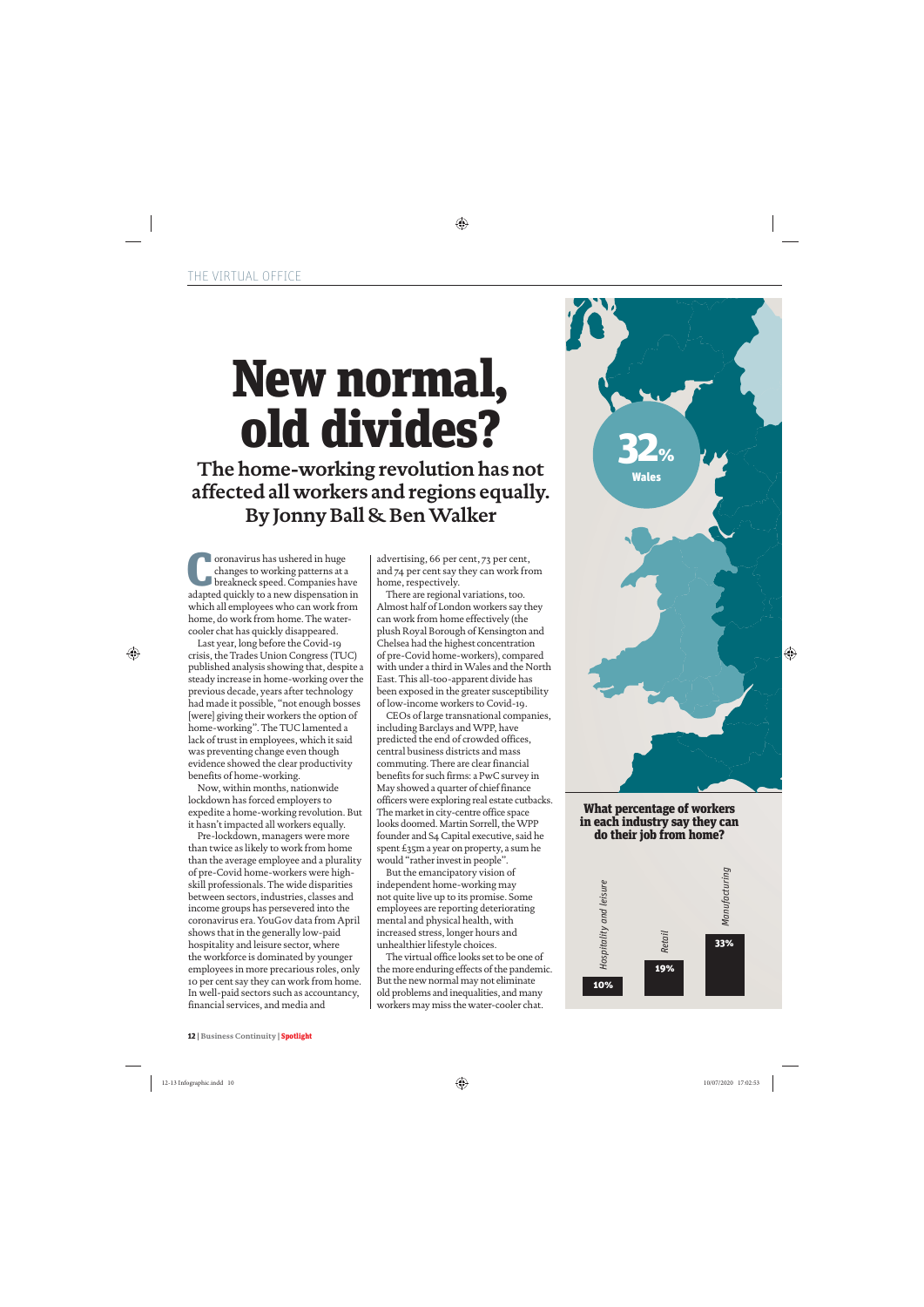THE VIRTUAL OFFICE

# New normal, old divides?

## The home-working revolution has not affected all workers and regions equally. By Jonny Ball & Ben Walker

Coronavirus has ushered in huge changes to working patterns at a breakneck speed. Companies have adapted quickly to a new dispensation in which all employees who can work from home, do work from home. The water-cooler chat has quickly disappeared.

Last year, long before the Covid-19 crisis, the Trades Union Congress (TUC) published analysis showing that, despite a steady increase in home-working over the previous decade, years after technology had made it possible, "not enough bosses [were] giving their workers the option of home-working". The TUC lamented a lack of trust in employees, which it said was preventing change even though evidence showed the clear productivity benefits of home-working.

Now, within months, nationwide lockdown has forced employers to expedite a home-working revolution. But it hasn't impacted all workers equally.

Pre-lockdown, managers were more than twice as likely to work from home than the average employee and a plurality of pre-Covid home-workers were high-skill professionals. The wide disparities between sectors, industries, classes and income groups has persevered into the coronavirus era. YouGov data from April shows that in the generally low-paid hospitality and leisure sector, where the workforce is dominated by younger employees in more precarious roles, only 10 per cent say they can work from home. In well-paid sectors such as accountancy, financial services, and media and advertising, 66 per cent, 73 per cent, and 74 per cent say they can work from home, respectively.

There are regional variations, too. Almost half of London workers say they can work from home effectively (the plush Royal Borough of Kensington and Chelsea had the highest concentration of pre-Covid home-workers), compared with under a third in Wales and the North East. This all-too-apparent divide has been exposed in the greater susceptibility of low-income workers to Covid-19.

CEOs of large transnational companies, including Barclays and WPP, have predicted the end of crowded offices, central business districts and mass commuting. There are clear financial benefits for such firms: a PwC survey in May showed a quarter of chief finance officers were exploring real estate cutbacks. The market in city-centre office space looks doomed. Martin Sorrell, the WPP founder and S4 Capital executive, said he spent £35m a year on property, a sum he would "rather invest in people".

But the emancipatory vision of independent home-working may not quite live up to its promise. Some employees are reporting deteriorating mental and physical health, with increased stress, longer hours and unhealthier lifestyle choices.

The virtual office looks set to be one of the more enduring effects of the pandemic. But the new normal may not eliminate old problems and inequalities, and many workers may miss the water-cooler chat.

**32%**
**Wales**

**What percentage of workers in each industry say they can do their job from home?**

| Industry | Percentage |
|---|---|
| Hospitality and leisure | 10% |
| Retail | 19% |
| Manufacturing | 33% |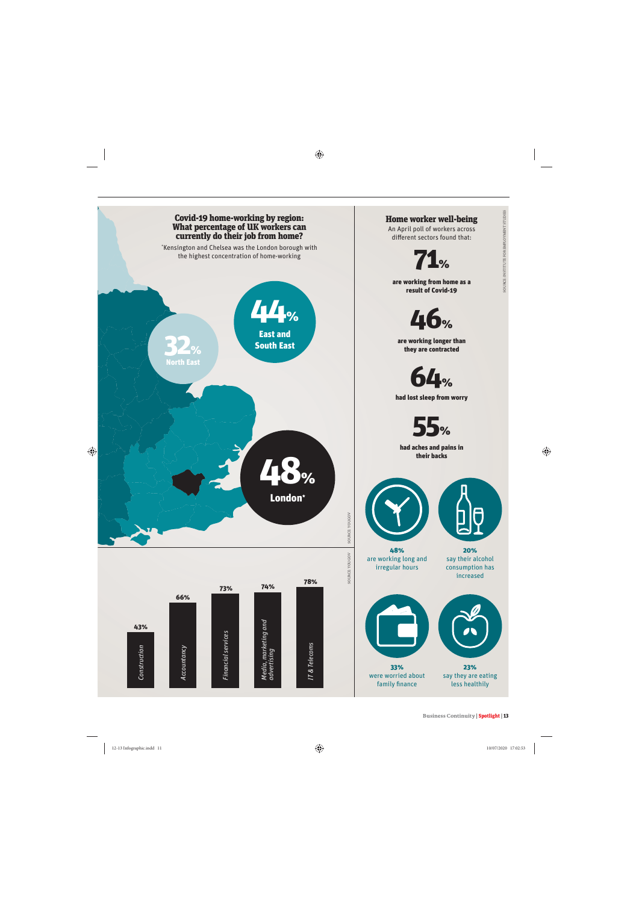## Covid-19 home-working by region: What percentage of UK workers can currently do their job from home?

*Kensington and Chelsea was the London borough with the highest concentration of home-working

- **32%** North East
- **44%** East and South East
- **48%** London*

Source: YouGov

| Sector | Percentage |
|---|---|
| *Construction* | 43% |
| *Accountancy* | 66% |
| *Financial services* | 73% |
| *Media, marketing and advertising* | 74% |
| *IT & Telecoms* | 78% |

Source: YouGov

## Home worker well-being

An April poll of workers across different sectors found that:

**71%** are working from home as a result of Covid-19

**46%** are working longer than they are contracted

**64%** had lost sleep from worry

**55%** had aches and pains in their backs

**48%** are working long and irregular hours

**20%** say their alcohol consumption has increased

**33%** were worried about family finance

**23%** say they are eating less healthily

Source: Institute for Employment Studies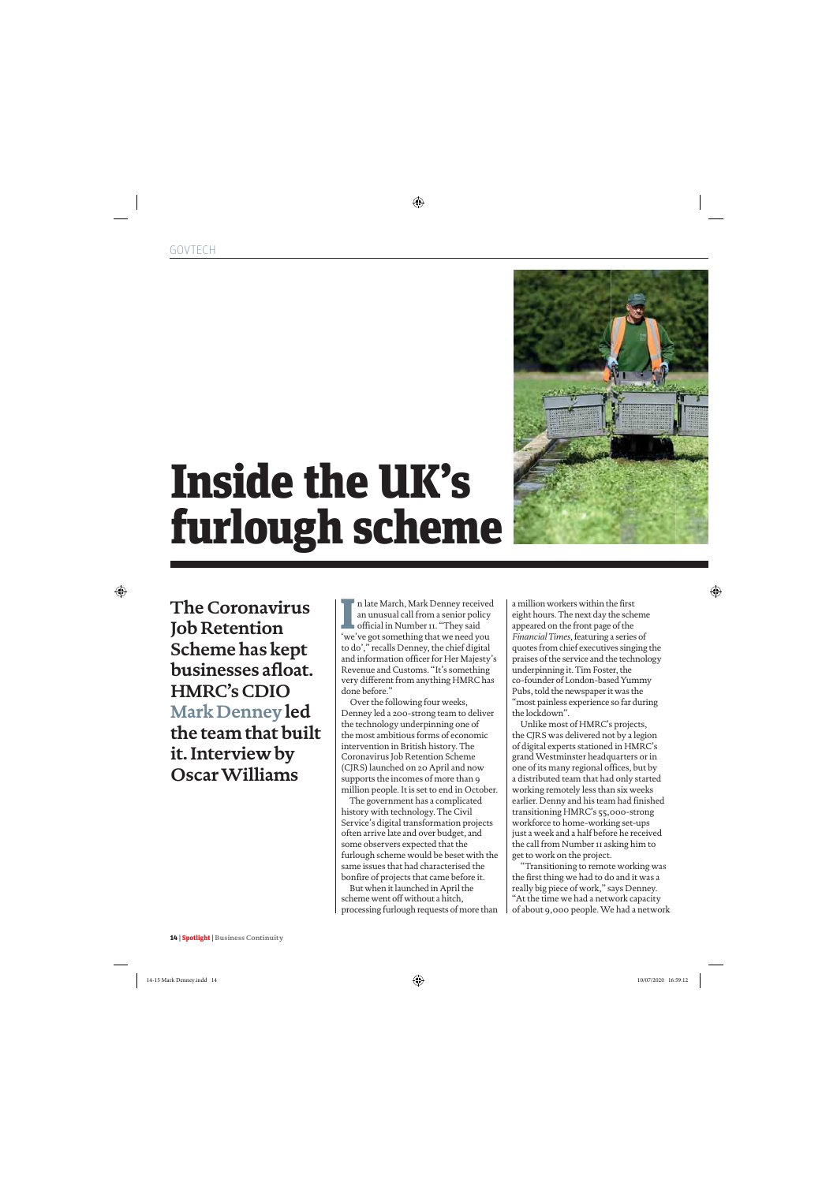# Inside the UK's furlough scheme

**The Coronavirus Job Retention Scheme has kept businesses afloat. HMRC's CDIO Mark Denney led the team that built it. Interview by Oscar Williams**

In late March, Mark Denney received an unusual call from a senior policy official in Number 11. "They said 'we've got something that we need you to do'," recalls Denney, the chief digital and information officer for Her Majesty's Revenue and Customs. "It's something very different from anything HMRC has done before."

Over the following four weeks, Denney led a 200-strong team to deliver the technology underpinning one of the most ambitious forms of economic intervention in British history. The Coronavirus Job Retention Scheme (CJRS) launched on 20 April and now supports the incomes of more than 9 million people. It is set to end in October.

The government has a complicated history with technology. The Civil Service's digital transformation projects often arrive late and over budget, and some observers expected that the furlough scheme would be beset with the same issues that had characterised the bonfire of projects that came before it.

But when it launched in April the scheme went off without a hitch, processing furlough requests of more than a million workers within the first eight hours. The next day the scheme appeared on the front page of the *Financial Times*, featuring a series of quotes from chief executives singing the praises of the service and the technology underpinning it. Tim Foster, the co-founder of London-based Yummy Pubs, told the newspaper it was the "most painless experience so far during the lockdown".

Unlike most of HMRC's projects, the CJRS was delivered not by a legion of digital experts stationed in HMRC's grand Westminster headquarters or in one of its many regional offices, but by a distributed team that had only started working remotely less than six weeks earlier. Denny and his team had finished transitioning HMRC's 55,000-strong workforce to home-working set-ups just a week and a half before he received the call from Number 11 asking him to get to work on the project.

"Transitioning to remote working was the first thing we had to do and it was a really big piece of work," says Denney. "At the time we had a network capacity of about 9,000 people. We had a network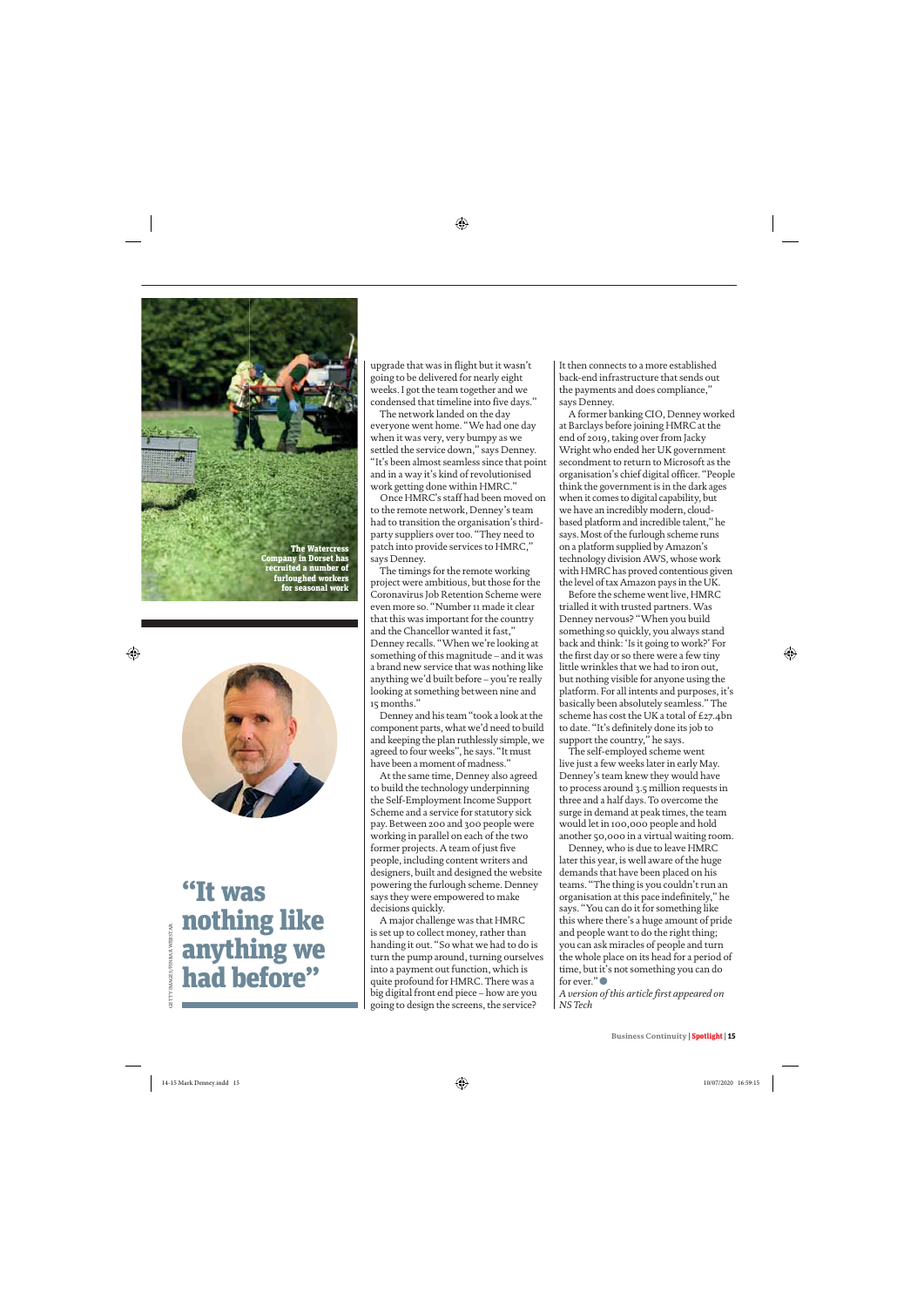The Watercress Company in Dorset has recruited a number of furloughed workers for seasonal work

# "It was nothing like anything we had before"

GETTY IMAGES/PINBAR WEBSTAR

upgrade that was in flight but it wasn't going to be delivered for nearly eight weeks. I got the team together and we condensed that timeline into five days."

The network landed on the day everyone went home. "We had one day when it was very, very bumpy as we settled the service down," says Denney. "It's been almost seamless since that point and in a way it's kind of revolutionised work getting done within HMRC."

Once HMRC's staff had been moved on to the remote network, Denney's team had to transition the organisation's third-party suppliers over too. "They need to patch into provide services to HMRC," says Denney.

The timings for the remote working project were ambitious, but those for the Coronavirus Job Retention Scheme were even more so. "Number 11 made it clear that this was important for the country and the Chancellor wanted it fast," Denney recalls. "When we're looking at something of this magnitude – and it was a brand new service that was nothing like anything we'd built before – you're really looking at something between nine and 15 months."

Denney and his team "took a look at the component parts, what we'd need to build and keeping the plan ruthlessly simple, we agreed to four weeks", he says. "It must have been a moment of madness."

At the same time, Denney also agreed to build the technology underpinning the Self-Employment Income Support Scheme and a service for statutory sick pay. Between 200 and 300 people were working in parallel on each of the two former projects. A team of just five people, including content writers and designers, built and designed the website powering the furlough scheme. Denney says they were empowered to make decisions quickly.

A major challenge was that HMRC is set up to collect money, rather than handing it out. "So what we had to do is turn the pump around, turning ourselves into a payment out function, which is quite profound for HMRC. There was a big digital front end piece – how are you going to design the screens, the service? It then connects to a more established back-end infrastructure that sends out the payments and does compliance," says Denney.

A former banking CIO, Denney worked at Barclays before joining HMRC at the end of 2019, taking over from Jacky Wright who ended her UK government secondment to return to Microsoft as the organisation's chief digital officer. "People think the government is in the dark ages when it comes to digital capability, but we have an incredibly modern, cloud-based platform and incredible talent," he says. Most of the furlough scheme runs on a platform supplied by Amazon's technology division AWS, whose work with HMRC has proved contentious given the level of tax Amazon pays in the UK.

Before the scheme went live, HMRC trialled it with trusted partners. Was Denney nervous? "When you build something so quickly, you always stand back and think: 'Is it going to work?' For the first day or so there were a few tiny little wrinkles that we had to iron out, but nothing visible for anyone using the platform. For all intents and purposes, it's basically been absolutely seamless." The scheme has cost the UK a total of £27.4bn to date. "It's definitely done its job to support the country," he says.

The self-employed scheme went live just a few weeks later in early May. Denney's team knew they would have to process around 3.5 million requests in three and a half days. To overcome the surge in demand at peak times, the team would let in 100,000 people and hold another 50,000 in a virtual waiting room.

Denney, who is due to leave HMRC later this year, is well aware of the huge demands that have been placed on his teams. "The thing is you couldn't run an organisation at this pace indefinitely," he says. "You can do it for something like this where there's a huge amount of pride and people want to do the right thing; you can ask miracles of people and turn the whole place on its head for a period of time, but it's not something you can do for ever." ●

*A version of this article first appeared on NS Tech*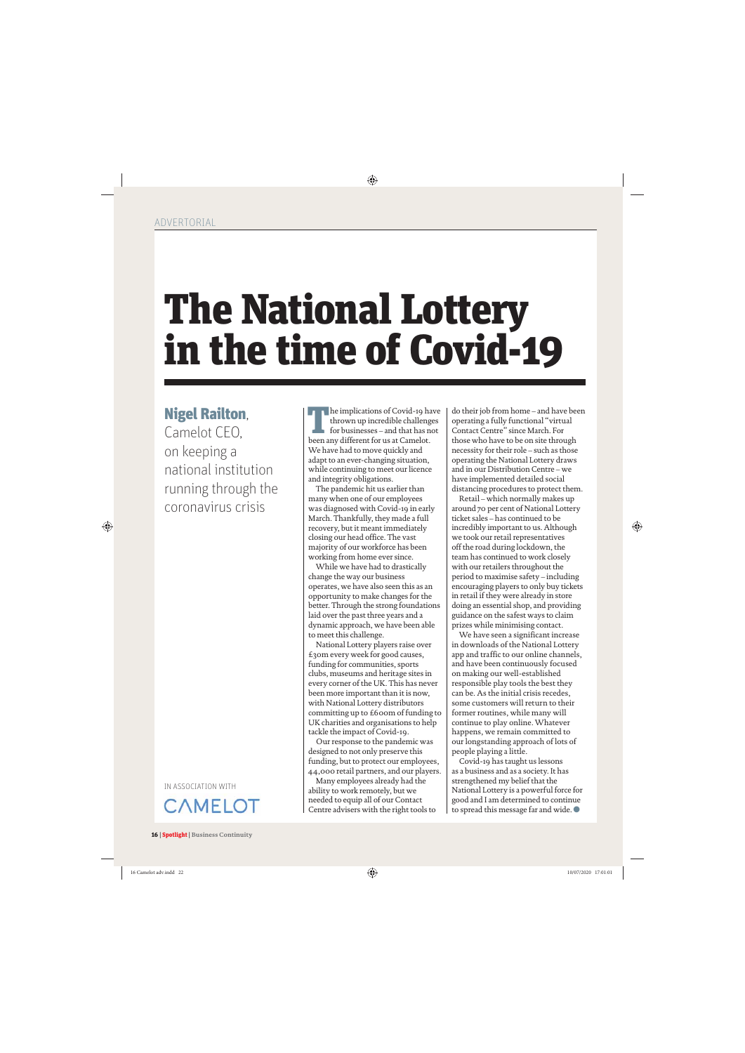ADVERTORIAL

# The National Lottery in the time of Covid-19

**Nigel Railton**, Camelot CEO, on keeping a national institution running through the coronavirus crisis

The implications of Covid-19 have thrown up incredible challenges for businesses – and that has not been any different for us at Camelot. We have had to move quickly and adapt to an ever-changing situation, while continuing to meet our licence and integrity obligations.

The pandemic hit us earlier than many when one of our employees was diagnosed with Covid-19 in early March. Thankfully, they made a full recovery, but it meant immediately closing our head office. The vast majority of our workforce has been working from home ever since.

While we have had to drastically change the way our business operates, we have also seen this as an opportunity to make changes for the better. Through the strong foundations laid over the past three years and a dynamic approach, we have been able to meet this challenge.

National Lottery players raise over £30m every week for good causes, funding for communities, sports clubs, museums and heritage sites in every corner of the UK. This has never been more important than it is now, with National Lottery distributors committing up to £600m of funding to UK charities and organisations to help tackle the impact of Covid-19.

Our response to the pandemic was designed to not only preserve this funding, but to protect our employees, 44,000 retail partners, and our players.

Many employees already had the ability to work remotely, but we needed to equip all of our Contact Centre advisers with the right tools to do their job from home – and have been operating a fully functional "virtual Contact Centre" since March. For those who have to be on site through necessity for their role – such as those operating the National Lottery draws and in our Distribution Centre – we have implemented detailed social distancing procedures to protect them.

Retail – which normally makes up around 70 per cent of National Lottery ticket sales – has continued to be incredibly important to us. Although we took our retail representatives off the road during lockdown, the team has continued to work closely with our retailers throughout the period to maximise safety – including encouraging players to only buy tickets in retail if they were already in store doing an essential shop, and providing guidance on the safest ways to claim prizes while minimising contact.

We have seen a significant increase in downloads of the National Lottery app and traffic to our online channels, and have been continuously focused on making our well-established responsible play tools the best they can be. As the initial crisis recedes, some customers will return to their former routines, while many will continue to play online. Whatever happens, we remain committed to our longstanding approach of lots of people playing a little.

Covid-19 has taught us lessons as a business and as a society. It has strengthened my belief that the National Lottery is a powerful force for good and I am determined to continue to spread this message far and wide.

IN ASSOCIATION WITH

CAMELOT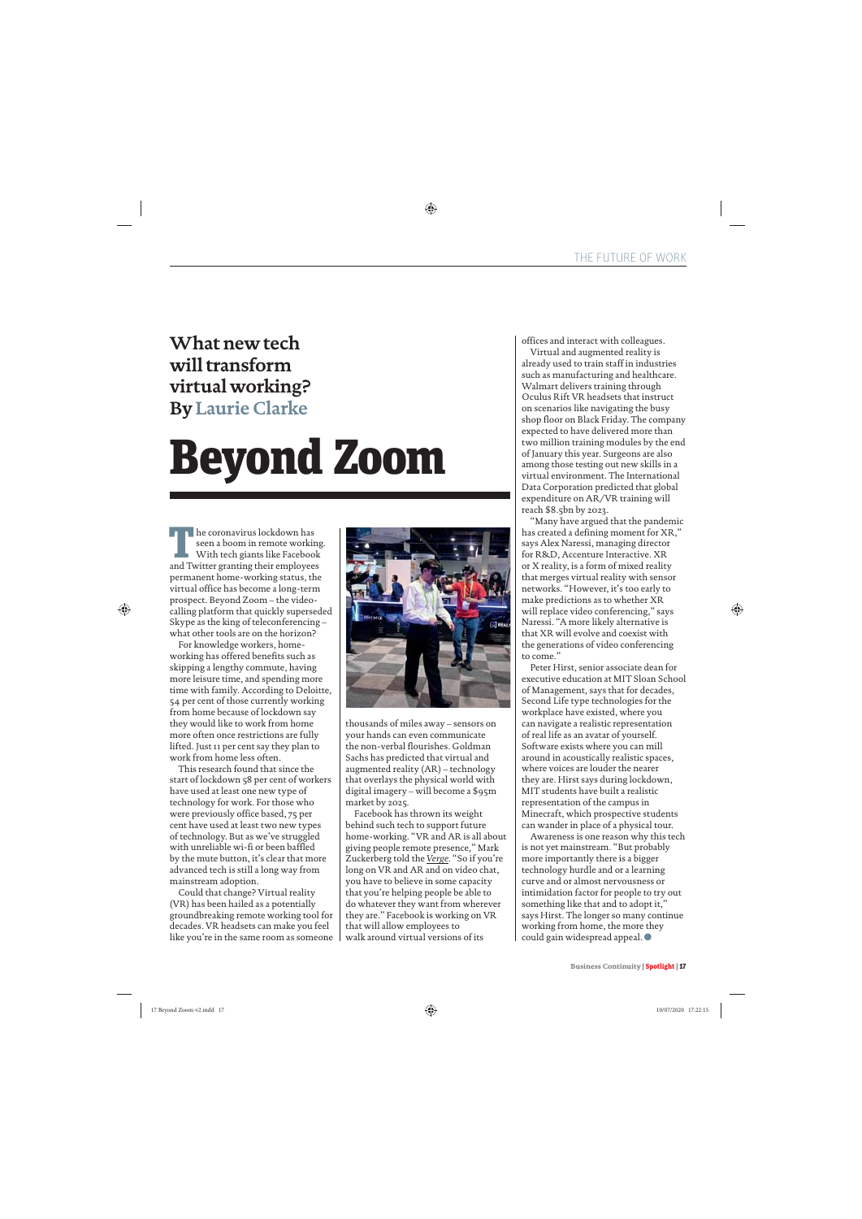# Beyond Zoom

**What new tech will transform virtual working? By Laurie Clarke**

The coronavirus lockdown has seen a boom in remote working. With tech giants like Facebook and Twitter granting their employees permanent home-working status, the virtual office has become a long-term prospect. Beyond Zoom – the video-calling platform that quickly superseded Skype as the king of teleconferencing – what other tools are on the horizon?

For knowledge workers, home-working has offered benefits such as skipping a lengthy commute, having more leisure time, and spending more time with family. According to Deloitte, 54 per cent of those currently working from home because of lockdown say they would like to work from home more often once restrictions are fully lifted. Just 11 per cent say they plan to work from home less often.

This research found that since the start of lockdown 58 per cent of workers have used at least one new type of technology for work. For those who were previously office based, 75 per cent have used at least two new types of technology. But as we've struggled with unreliable wi-fi or been baffled by the mute button, it's clear that more advanced tech is still a long way from mainstream adoption.

Could that change? Virtual reality (VR) has been hailed as a potentially groundbreaking remote working tool for decades. VR headsets can make you feel like you're in the same room as someone thousands of miles away – sensors on your hands can even communicate the non-verbal flourishes. Goldman Sachs has predicted that virtual and augmented reality (AR) – technology that overlays the physical world with digital imagery – will become a $95m market by 2025.

Facebook has thrown its weight behind such tech to support future home-working. "VR and AR is all about giving people remote presence," Mark Zuckerberg told the *Verge*. "So if you're long on VR and AR and on video chat, you have to believe in some capacity that you're helping people be able to do whatever they want from wherever they are." Facebook is working on VR that will allow employees to walk around virtual versions of its offices and interact with colleagues.

Virtual and augmented reality is already used to train staff in industries such as manufacturing and healthcare. Walmart delivers training through Oculus Rift VR headsets that instruct on scenarios like navigating the busy shop floor on Black Friday. The company expected to have delivered more than two million training modules by the end of January this year. Surgeons are also among those testing out new skills in a virtual environment. The International Data Corporation predicted that global expenditure on AR/VR training will reach $8.5bn by 2023.

"Many have argued that the pandemic has created a defining moment for XR," says Alex Naressi, managing director for R&D, Accenture Interactive. XR or X reality, is a form of mixed reality that merges virtual reality with sensor networks. "However, it's too early to make predictions as to whether XR will replace video conferencing," says Naressi. "A more likely alternative is that XR will evolve and coexist with the generations of video conferencing to come."

Peter Hirst, senior associate dean for executive education at MIT Sloan School of Management, says that for decades, Second Life type technologies for the workplace have existed, where you can navigate a realistic representation of real life as an avatar of yourself. Software exists where you can mill around in acoustically realistic spaces, where voices are louder the nearer they are. Hirst says during lockdown, MIT students have built a realistic representation of the campus in Minecraft, which prospective students can wander in place of a physical tour.

Awareness is one reason why this tech is not yet mainstream. "But probably more importantly there is a bigger technology hurdle and or a learning curve and or almost nervousness or intimidation factor for people to try out something like that and to adopt it," says Hirst. The longer so many continue working from home, the more they could gain widespread appeal. ●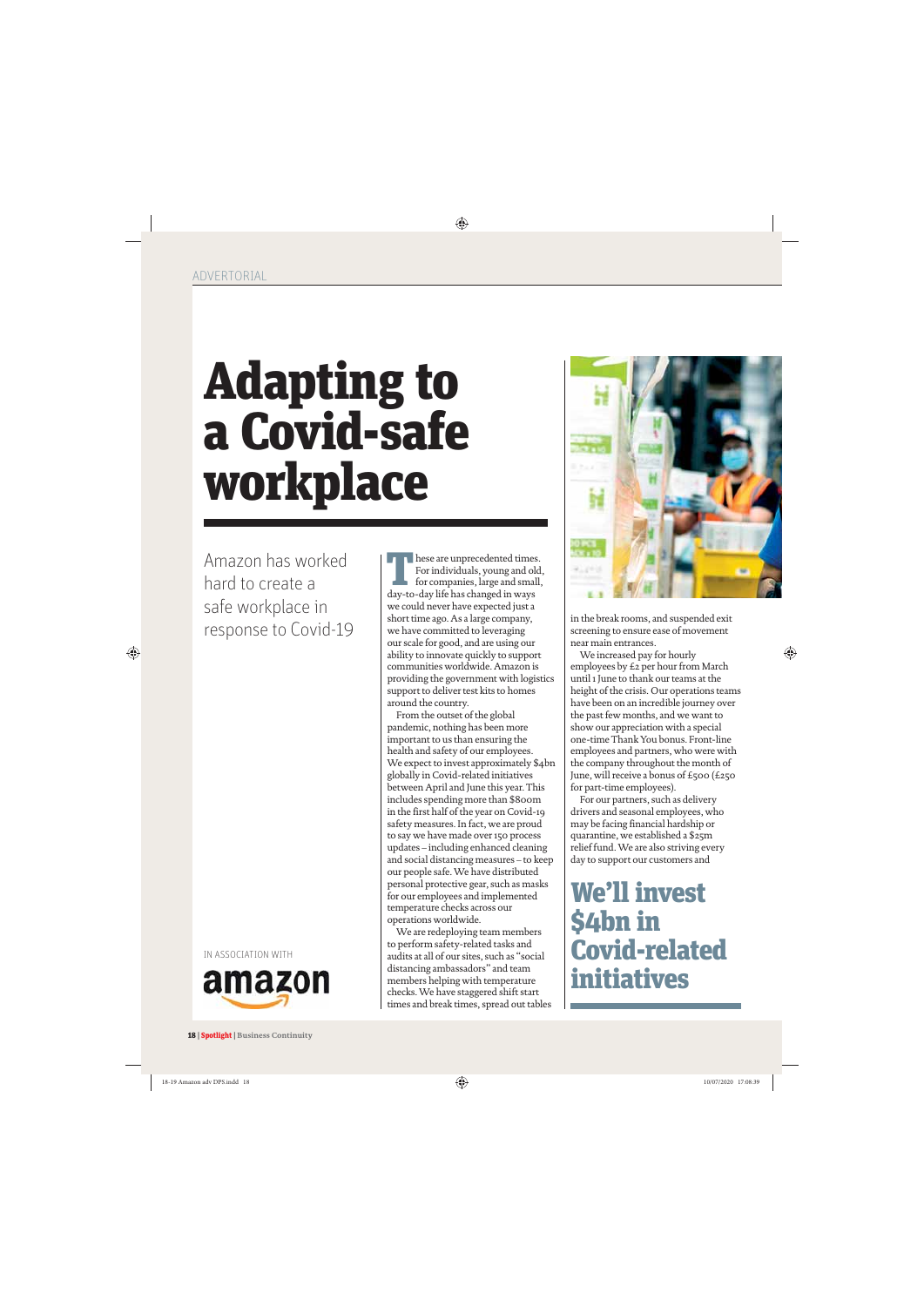ADVERTORIAL

# Adapting to a Covid-safe workplace

Amazon has worked hard to create a safe workplace in response to Covid-19

These are unprecedented times. For individuals, young and old, for companies, large and small, day-to-day life has changed in ways we could never have expected just a short time ago. As a large company, we have committed to leveraging our scale for good, and are using our ability to innovate quickly to support communities worldwide. Amazon is providing the government with logistics support to deliver test kits to homes around the country.

From the outset of the global pandemic, nothing has been more important to us than ensuring the health and safety of our employees. We expect to invest approximately $4bn globally in Covid-related initiatives between April and June this year. This includes spending more than $800m in the first half of the year on Covid-19 safety measures. In fact, we are proud to say we have made over 150 process updates – including enhanced cleaning and social distancing measures – to keep our people safe. We have distributed personal protective gear, such as masks for our employees and implemented temperature checks across our operations worldwide.

We are redeploying team members to perform safety-related tasks and audits at all of our sites, such as "social distancing ambassadors" and team members helping with temperature checks. We have staggered shift start times and break times, spread out tables in the break rooms, and suspended exit screening to ensure ease of movement near main entrances.

We increased pay for hourly employees by £2 per hour from March until 1 June to thank our teams at the height of the crisis. Our operations teams have been on an incredible journey over the past few months, and we want to show our appreciation with a special one-time Thank You bonus. Front-line employees and partners, who were with the company throughout the month of June, will receive a bonus of £500 (£250 for part-time employees).

For our partners, such as delivery drivers and seasonal employees, who may be facing financial hardship or quarantine, we established a $25m relief fund. We are also striving every day to support our customers and

## We'll invest $4bn in Covid-related initiatives

IN ASSOCIATION WITH

amazon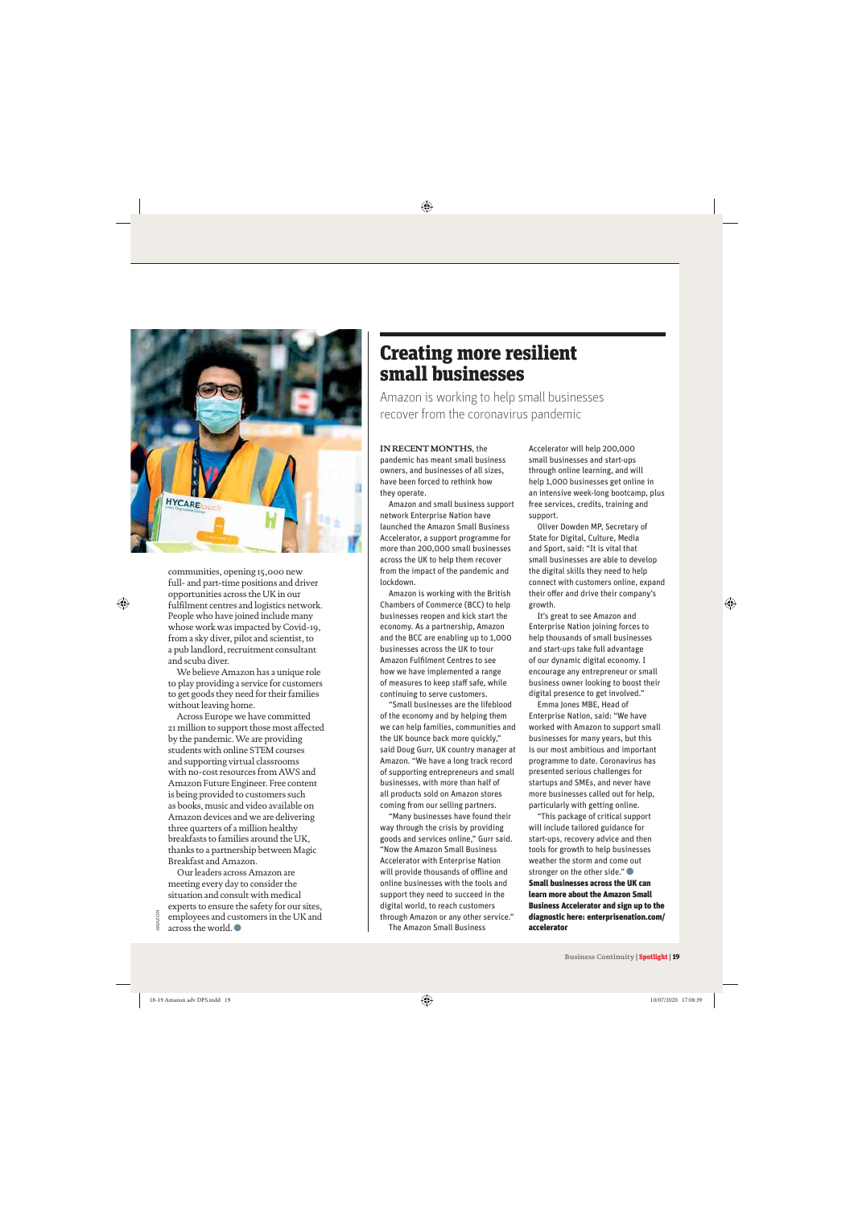communities, opening 15,000 new full- and part-time positions and driver opportunities across the UK in our fulfilment centres and logistics network. People who have joined include many whose work was impacted by Covid-19, from a sky diver, pilot and scientist, to a pub landlord, recruitment consultant and scuba diver.

We believe Amazon has a unique role to play providing a service for customers to get goods they need for their families without leaving home.

Across Europe we have committed 21 million to support those most affected by the pandemic. We are providing students with online STEM courses and supporting virtual classrooms with no-cost resources from AWS and Amazon Future Engineer. Free content is being provided to customers such as books, music and video available on Amazon devices and we are delivering three quarters of a million healthy breakfasts to families around the UK, thanks to a partnership between Magic Breakfast and Amazon.

Our leaders across Amazon are meeting every day to consider the situation and consult with medical experts to ensure the safety for our sites, employees and customers in the UK and across the world. ●

AMAZON

# Creating more resilient small businesses

Amazon is working to help small businesses recover from the coronavirus pandemic

**IN RECENT MONTHS**, the pandemic has meant small business owners, and businesses of all sizes, have been forced to rethink how they operate.

Amazon and small business support network Enterprise Nation have launched the Amazon Small Business Accelerator, a support programme for more than 200,000 small businesses across the UK to help them recover from the impact of the pandemic and lockdown.

Amazon is working with the British Chambers of Commerce (BCC) to help businesses reopen and kick start the economy. As a partnership, Amazon and the BCC are enabling up to 1,000 businesses across the UK to tour Amazon Fulfilment Centres to see how we have implemented a range of measures to keep staff safe, while continuing to serve customers.

"Small businesses are the lifeblood of the economy and by helping them we can help families, communities and the UK bounce back more quickly," said Doug Gurr, UK country manager at Amazon. "We have a long track record of supporting entrepreneurs and small businesses, with more than half of all products sold on Amazon stores coming from our selling partners.

"Many businesses have found their way through the crisis by providing goods and services online," Gurr said. "Now the Amazon Small Business Accelerator with Enterprise Nation will provide thousands of offline and online businesses with the tools and support they need to succeed in the digital world, to reach customers through Amazon or any other service."

The Amazon Small Business Accelerator will help 200,000 small businesses and start-ups through online learning, and will help 1,000 businesses get online in an intensive week-long bootcamp, plus free services, credits, training and support.

Oliver Dowden MP, Secretary of State for Digital, Culture, Media and Sport, said: "It is vital that small businesses are able to develop the digital skills they need to help connect with customers online, expand their offer and drive their company's growth.

It's great to see Amazon and Enterprise Nation joining forces to help thousands of small businesses and start-ups take full advantage of our dynamic digital economy. I encourage any entrepreneur or small business owner looking to boost their digital presence to get involved."

Emma Jones MBE, Head of Enterprise Nation, said: "We have worked with Amazon to support small businesses for many years, but this is our most ambitious and important programme to date. Coronavirus has presented serious challenges for startups and SMEs, and never have more businesses called out for help, particularly with getting online.

"This package of critical support will include tailored guidance for start-ups, recovery advice and then tools for growth to help businesses weather the storm and come out stronger on the other side." ●

**Small businesses across the UK can learn more about the Amazon Small Business Accelerator and sign up to the diagnostic here: enterprisenation.com/accelerator**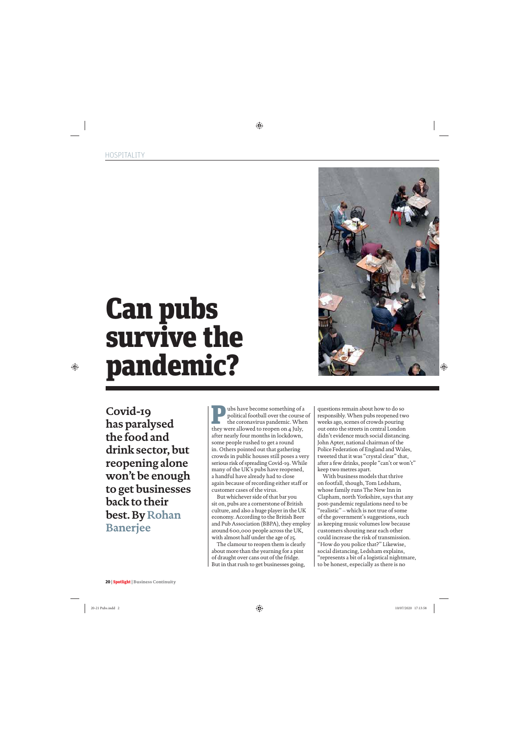# Can pubs survive the pandemic?

**Covid-19 has paralysed the food and drink sector, but reopening alone won't be enough to get businesses back to their best. By Rohan Banerjee**

Pubs have become something of a political football over the course of the coronavirus pandemic. When they were allowed to reopen on 4 July, after nearly four months in lockdown, some people rushed to get a round in. Others pointed out that gathering crowds in public houses still poses a very serious risk of spreading Covid-19. While many of the UK's pubs have reopened, a handful have already had to close again because of recording either staff or customer cases of the virus.

But whichever side of that bar you sit on, pubs are a cornerstone of British culture, and also a huge player in the UK economy. According to the British Beer and Pub Association (BBPA), they employ around 600,000 people across the UK, with almost half under the age of 25.

The clamour to reopen them is clearly about more than the yearning for a pint of draught over cans out of the fridge. But in that rush to get businesses going, questions remain about how to do so responsibly. When pubs reopened two weeks ago, scenes of crowds pouring out onto the streets in central London didn't evidence much social distancing. John Apter, national chairman of the Police Federation of England and Wales, tweeted that it was "crystal clear" that, after a few drinks, people "can't or won't" keep two metres apart.

With business models that thrive on footfall, though, Tom Ledsham, whose family runs The New Inn in Clapham, north Yorkshire, says that any post-pandemic regulations need to be "realistic" – which is not true of some of the government's suggestions, such as keeping music volumes low because customers shouting near each other could increase the risk of transmission. "How do you police that?" Likewise, social distancing, Ledsham explains, "represents a bit of a logistical nightmare, to be honest, especially as there is no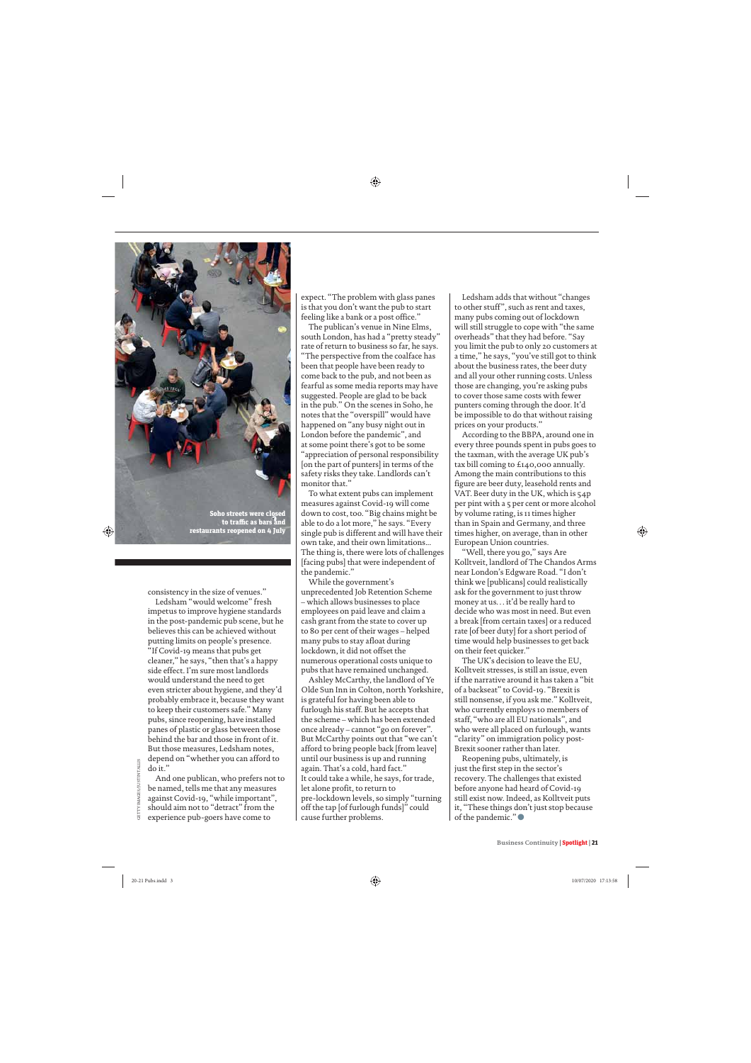Soho streets were closed to traffic as bars and restaurants reopened on 4 July

consistency in the size of venues."

Ledsham "would welcome" fresh impetus to improve hygiene standards in the post-pandemic pub scene, but he believes this can be achieved without putting limits on people's presence. "If Covid-19 means that pubs get cleaner," he says, "then that's a happy side effect. I'm sure most landlords would understand the need to get even stricter about hygiene, and they'd probably embrace it, because they want to keep their customers safe." Many pubs, since reopening, have installed panes of plastic or glass between those behind the bar and those in front of it. But those measures, Ledsham notes, depend on "whether you can afford to do it."

And one publican, who prefers not to be named, tells me that any measures against Covid-19, "while important", should aim not to "detract" from the experience pub-goers have come to expect. "The problem with glass panes is that you don't want the pub to start feeling like a bank or a post office."

The publican's venue in Nine Elms, south London, has had a "pretty steady" rate of return to business so far, he says. "The perspective from the coalface has been that people have been ready to come back to the pub, and not been as fearful as some media reports may have suggested. People are glad to be back in the pub." On the scenes in Soho, he notes that the "overspill" would have happened on "any busy night out in London before the pandemic", and at some point there's got to be some "appreciation of personal responsibility [on the part of punters] in terms of the safety risks they take. Landlords can't monitor that."

To what extent pubs can implement measures against Covid-19 will come down to cost, too. "Big chains might be able to do a lot more," he says. "Every single pub is different and will have their own take, and their own limitations... The thing is, there were lots of challenges [facing pubs] that were independent of the pandemic."

While the government's unprecedented Job Retention Scheme – which allows businesses to place employees on paid leave and claim a cash grant from the state to cover up to 80 per cent of their wages – helped many pubs to stay afloat during lockdown, it did not offset the numerous operational costs unique to pubs that have remained unchanged.

Ashley McCarthy, the landlord of Ye Olde Sun Inn in Colton, north Yorkshire, is grateful for having been able to furlough his staff. But he accepts that the scheme – which has been extended once already – cannot "go on forever". But McCarthy points out that "we can't afford to bring people back [from leave] until our business is up and running again. That's a cold, hard fact." It could take a while, he says, for trade, let alone profit, to return to pre-lockdown levels, so simply "turning off the tap [of furlough funds]" could cause further problems.

Ledsham adds that without "changes to other stuff", such as rent and taxes, many pubs coming out of lockdown will still struggle to cope with "the same overheads" that they had before. "Say you limit the pub to only 20 customers at a time," he says, "you've still got to think about the business rates, the beer duty and all your other running costs. Unless those are changing, you're asking pubs to cover those same costs with fewer punters coming through the door. It'd be impossible to do that without raising prices on your products."

According to the BBPA, around one in every three pounds spent in pubs goes to the taxman, with the average UK pub's tax bill coming to £140,000 annually. Among the main contributions to this figure are beer duty, leasehold rents and VAT. Beer duty in the UK, which is 54p per pint with a 5 per cent or more alcohol by volume rating, is 11 times higher than in Spain and Germany, and three times higher, on average, than in other European Union countries.

"Well, there you go," says Are Kolltveit, landlord of The Chandos Arms near London's Edgware Road. "I don't think we [publicans] could realistically ask for the government to just throw money at us... it'd be really hard to decide who was most in need. But even a break [from certain taxes] or a reduced rate [of beer duty] for a short period of time would help businesses to get back on their feet quicker."

The UK's decision to leave the EU, Kolltveit stresses, is still an issue, even if the narrative around it has taken a "bit of a backseat" to Covid-19. "Brexit is still nonsense, if you ask me." Kolltveit, who currently employs 10 members of staff, "who are all EU nationals", and who were all placed on furlough, wants "clarity" on immigration policy post-Brexit sooner rather than later.

Reopening pubs, ultimately, is just the first step in the sector's recovery. The challenges that existed before anyone had heard of Covid-19 still exist now. Indeed, as Kolltveit puts it, "These things don't just stop because of the pandemic."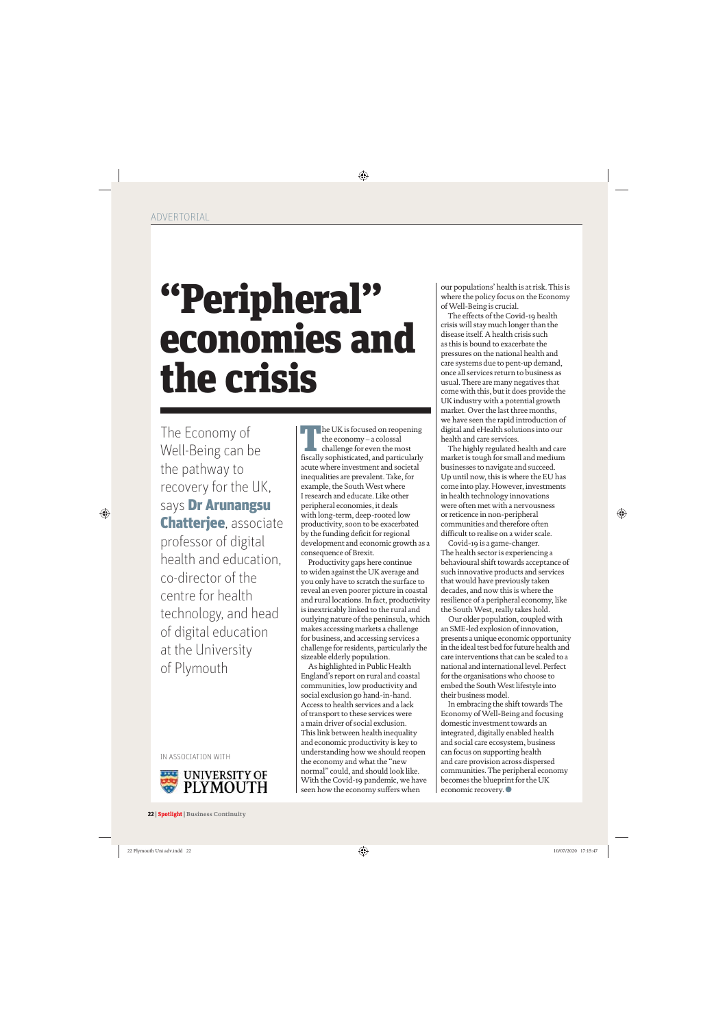ADVERTORIAL

# "Peripheral" economies and the crisis

The Economy of Well-Being can be the pathway to recovery for the UK, says **Dr Arunangsu Chatterjee**, associate professor of digital health and education, co-director of the centre for health technology, and head of digital education at the University of Plymouth

IN ASSOCIATION WITH

UNIVERSITY OF PLYMOUTH

The UK is focused on reopening the economy – a colossal challenge for even the most fiscally sophisticated, and particularly acute where investment and societal inequalities are prevalent. Take, for example, the South West where I research and educate. Like other peripheral economies, it deals with long-term, deep-rooted low productivity, soon to be exacerbated by the funding deficit for regional development and economic growth as a consequence of Brexit.

Productivity gaps here continue to widen against the UK average and you only have to scratch the surface to reveal an even poorer picture in coastal and rural locations. In fact, productivity is inextricably linked to the rural and outlying nature of the peninsula, which makes accessing markets a challenge for business, and accessing services a challenge for residents, particularly the sizeable elderly population.

As highlighted in Public Health England's report on rural and coastal communities, low productivity and social exclusion go hand-in-hand. Access to health services and a lack of transport to these services were a main driver of social exclusion. This link between health inequality and economic productivity is key to understanding how we should reopen the economy and what the "new normal" could, and should look like. With the Covid-19 pandemic, we have seen how the economy suffers when our populations' health is at risk. This is where the policy focus on the Economy of Well-Being is crucial.

The effects of the Covid-19 health crisis will stay much longer than the disease itself. A health crisis such as this is bound to exacerbate the pressures on the national health and care systems due to pent-up demand, once all services return to business as usual. There are many negatives that come with this, but it does provide the UK industry with a potential growth market. Over the last three months, we have seen the rapid introduction of digital and eHealth solutions into our health and care services.

The highly regulated health and care market is tough for small and medium businesses to navigate and succeed. Up until now, this is where the EU has come into play. However, investments in health technology innovations were often met with a nervousness or reticence in non-peripheral communities and therefore often difficult to realise on a wider scale.

Covid-19 is a game-changer. The health sector is experiencing a behavioural shift towards acceptance of such innovative products and services that would have previously taken decades, and now this is where the resilience of a peripheral economy, like the South West, really takes hold.

Our older population, coupled with an SME-led explosion of innovation, presents a unique economic opportunity in the ideal test bed for future health and care interventions that can be scaled to a national and international level. Perfect for the organisations who choose to embed the South West lifestyle into their business model.

In embracing the shift towards The Economy of Well-Being and focusing domestic investment towards an integrated, digitally enabled health and social care ecosystem, business can focus on supporting health and care provision across dispersed communities. The peripheral economy becomes the blueprint for the UK economic recovery.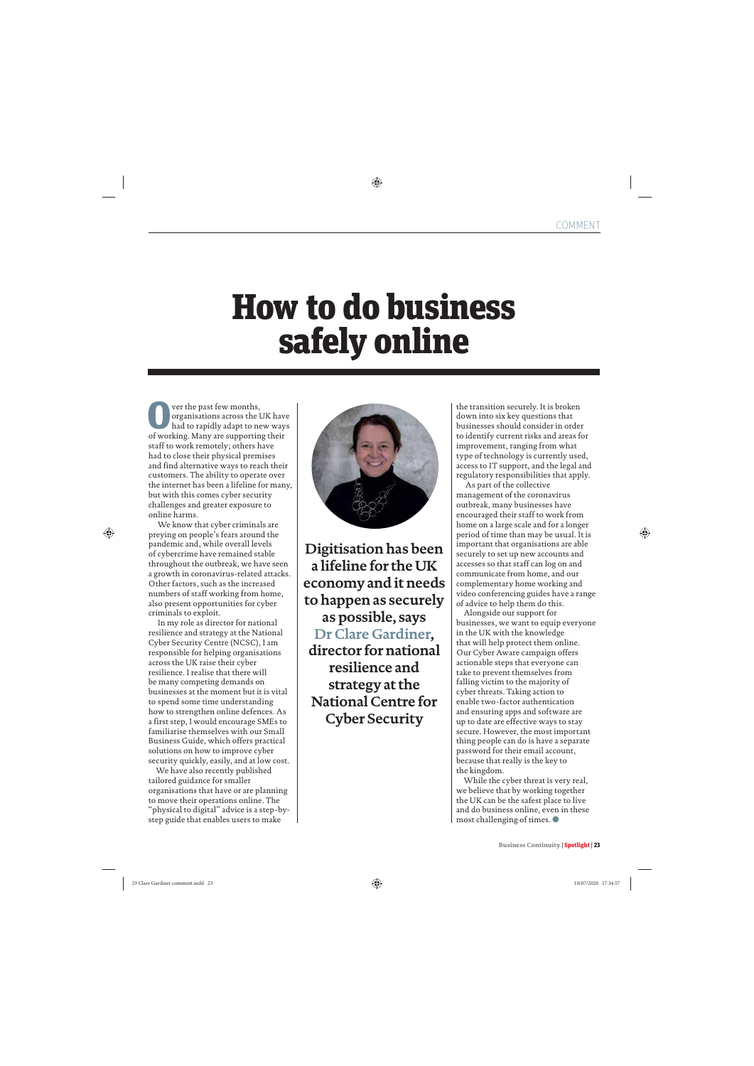# How to do business safely online

**Digitisation has been a lifeline for the UK economy and it needs to happen as securely as possible, says Dr Clare Gardiner, director for national resilience and strategy at the National Centre for Cyber Security**

Over the past few months, organisations across the UK have had to rapidly adapt to new ways of working. Many are supporting their staff to work remotely; others have had to close their physical premises and find alternative ways to reach their customers. The ability to operate over the internet has been a lifeline for many, but with this comes cyber security challenges and greater exposure to online harms.

We know that cyber criminals are preying on people's fears around the pandemic and, while overall levels of cybercrime have remained stable throughout the outbreak, we have seen a growth in coronavirus-related attacks. Other factors, such as the increased numbers of staff working from home, also present opportunities for cyber criminals to exploit.

In my role as director for national resilience and strategy at the National Cyber Security Centre (NCSC), I am responsible for helping organisations across the UK raise their cyber resilience. I realise that there will be many competing demands on businesses at the moment but it is vital to spend some time understanding how to strengthen online defences. As a first step, I would encourage SMEs to familiarise themselves with our Small Business Guide, which offers practical solutions on how to improve cyber security quickly, easily, and at low cost.

We have also recently published tailored guidance for smaller organisations that have or are planning to move their operations online. The "physical to digital" advice is a step-by-step guide that enables users to make the transition securely. It is broken down into six key questions that businesses should consider in order to identify current risks and areas for improvement, ranging from what type of technology is currently used, access to IT support, and the legal and regulatory responsibilities that apply.

As part of the collective management of the coronavirus outbreak, many businesses have encouraged their staff to work from home on a large scale and for a longer period of time than may be usual. It is important that organisations are able securely to set up new accounts and accesses so that staff can log on and communicate from home, and our complementary home working and video conferencing guides have a range of advice to help them do this.

Alongside our support for businesses, we want to equip everyone in the UK with the knowledge that will help protect them online. Our Cyber Aware campaign offers actionable steps that everyone can take to prevent themselves from falling victim to the majority of cyber threats. Taking action to enable two-factor authentication and ensuring apps and software are up to date are effective ways to stay secure. However, the most important thing people can do is have a separate password for their email account, because that really is the key to the kingdom.

While the cyber threat is very real, we believe that by working together the UK can be the safest place to live and do business online, even in these most challenging of times. ●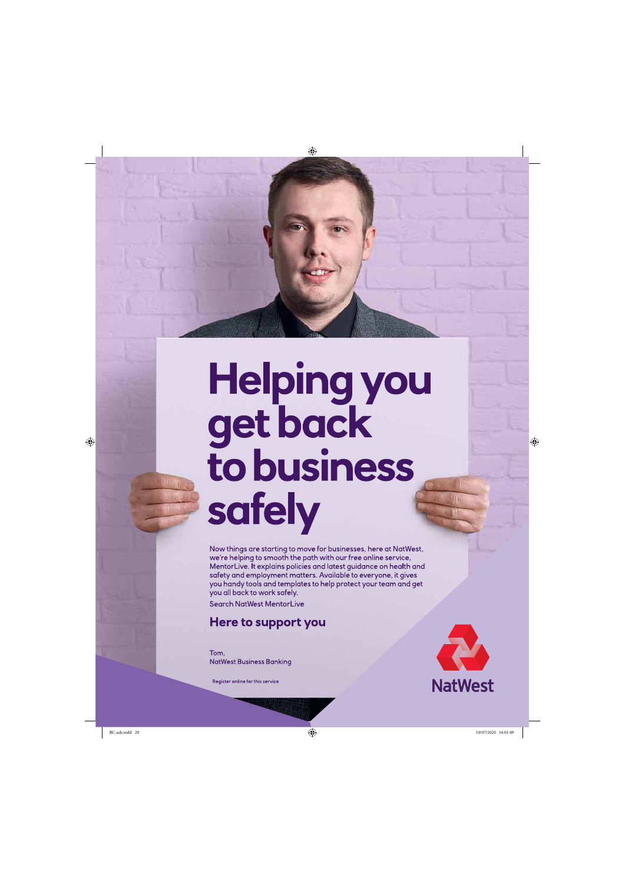# Helping you get back to business safely

Now things are starting to move for businesses, here at NatWest, we're helping to smooth the path with our free online service, MentorLive. It explains policies and latest guidance on health and safety and employment matters. Available to everyone, it gives you handy tools and templates to help protect your team and get you all back to work safely.

Search NatWest MentorLive

## Here to support you

Tom,
NatWest Business Banking

Register online for this service

NatWest